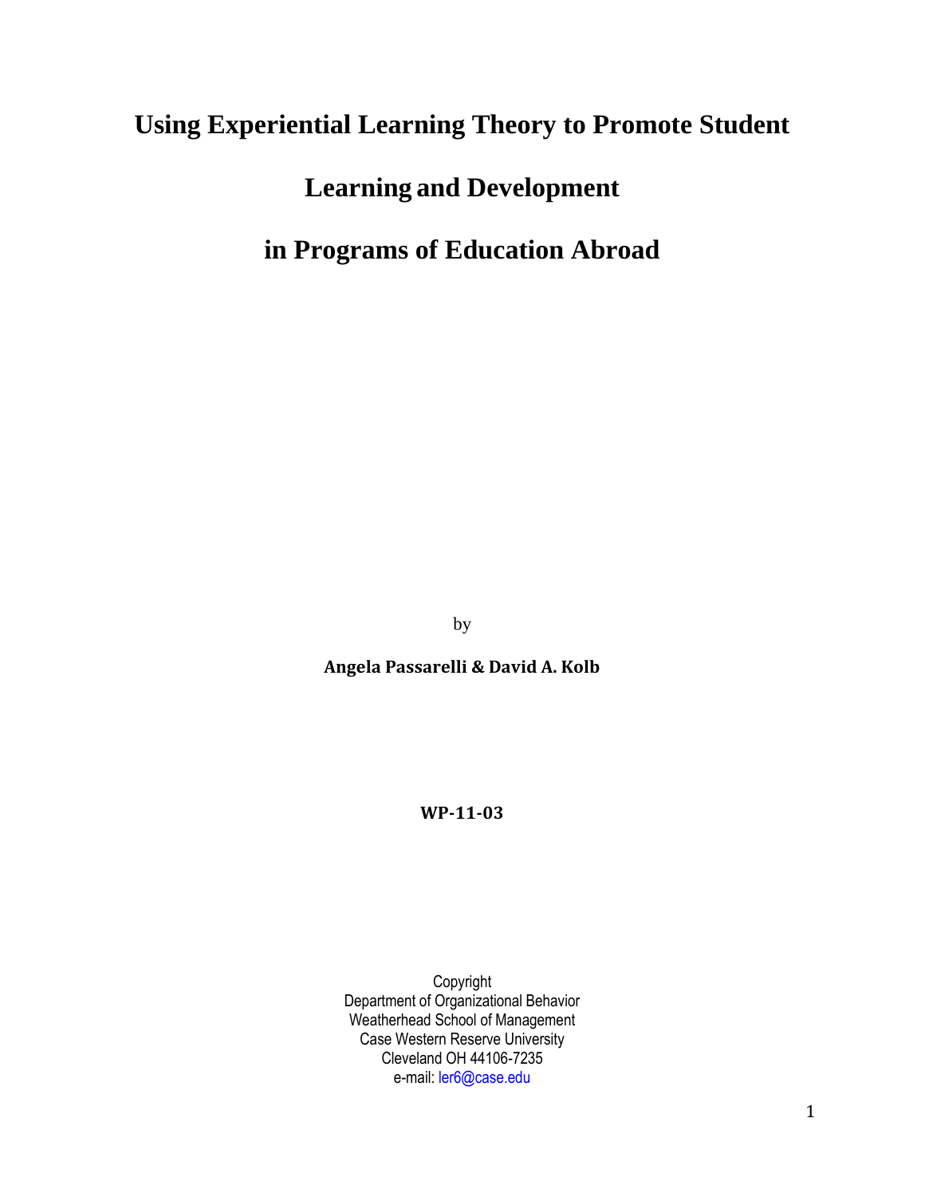# Using Experiential Learning Theory to Promote Student Learning and Development in Programs of Education Abroad

by

**Angela Passarelli & David A. Kolb**

**WP-11-03**

Copyright
Department of Organizational Behavior
Weatherhead School of Management
Case Western Reserve University
Cleveland OH 44106-7235
e-mail: ler6@case.edu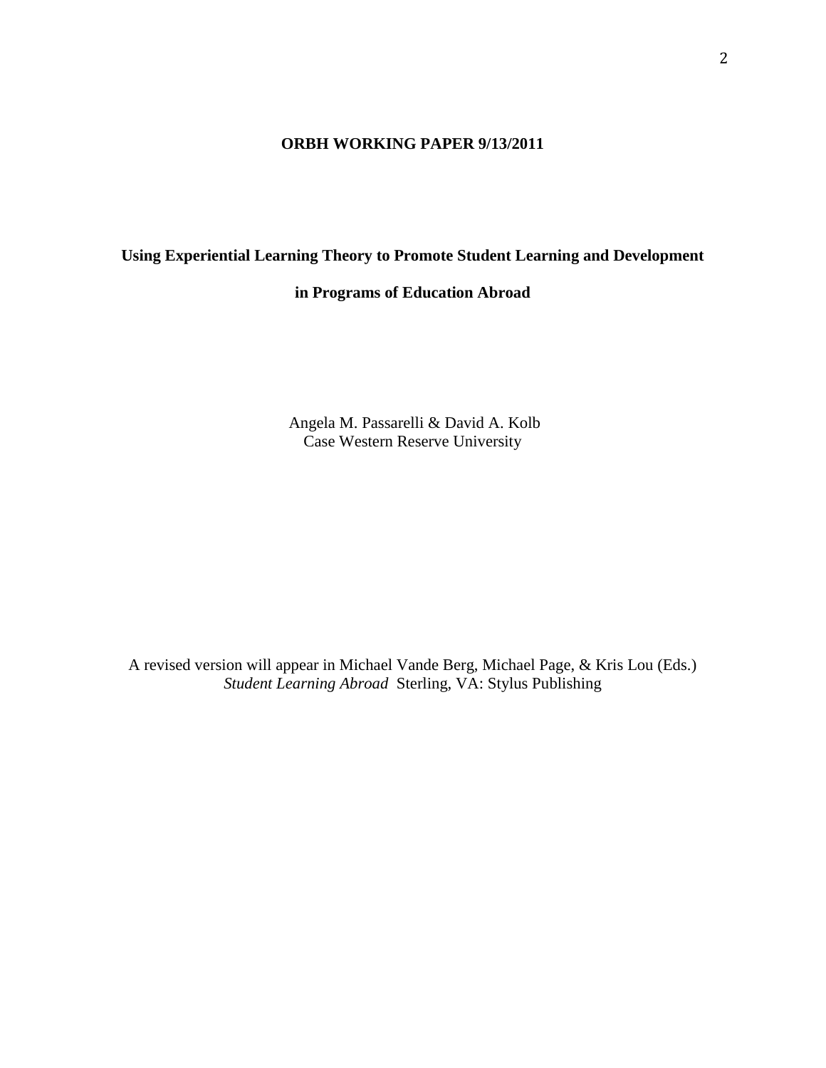**ORBH WORKING PAPER 9/13/2011**

# Using Experiential Learning Theory to Promote Student Learning and Development in Programs of Education Abroad

Angela M. Passarelli & David A. Kolb
Case Western Reserve University

A revised version will appear in Michael Vande Berg, Michael Page, & Kris Lou (Eds.) *Student Learning Abroad* Sterling, VA: Stylus Publishing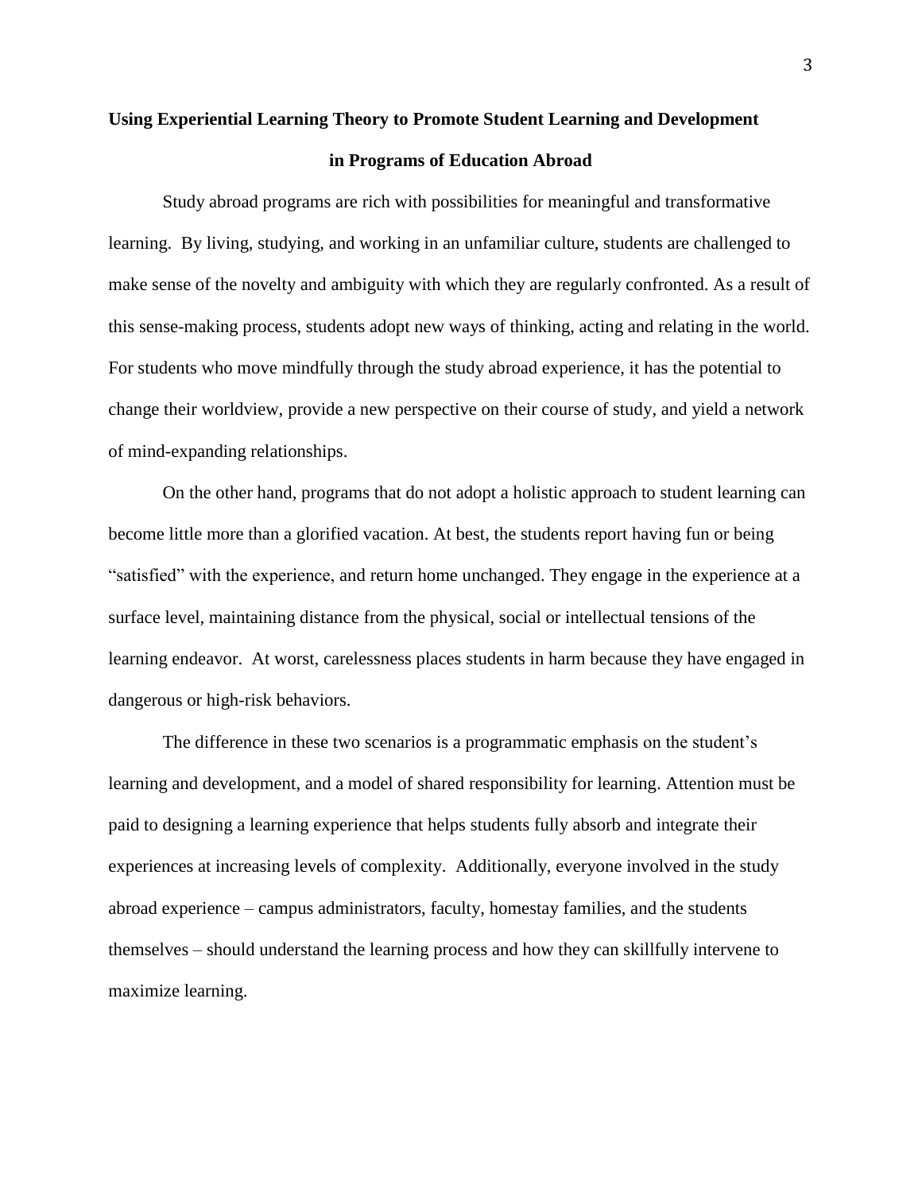# Using Experiential Learning Theory to Promote Student Learning and Development in Programs of Education Abroad

Study abroad programs are rich with possibilities for meaningful and transformative learning. By living, studying, and working in an unfamiliar culture, students are challenged to make sense of the novelty and ambiguity with which they are regularly confronted. As a result of this sense-making process, students adopt new ways of thinking, acting and relating in the world. For students who move mindfully through the study abroad experience, it has the potential to change their worldview, provide a new perspective on their course of study, and yield a network of mind-expanding relationships.

On the other hand, programs that do not adopt a holistic approach to student learning can become little more than a glorified vacation. At best, the students report having fun or being "satisfied" with the experience, and return home unchanged. They engage in the experience at a surface level, maintaining distance from the physical, social or intellectual tensions of the learning endeavor. At worst, carelessness places students in harm because they have engaged in dangerous or high-risk behaviors.

The difference in these two scenarios is a programmatic emphasis on the student's learning and development, and a model of shared responsibility for learning. Attention must be paid to designing a learning experience that helps students fully absorb and integrate their experiences at increasing levels of complexity. Additionally, everyone involved in the study abroad experience – campus administrators, faculty, homestay families, and the students themselves – should understand the learning process and how they can skillfully intervene to maximize learning.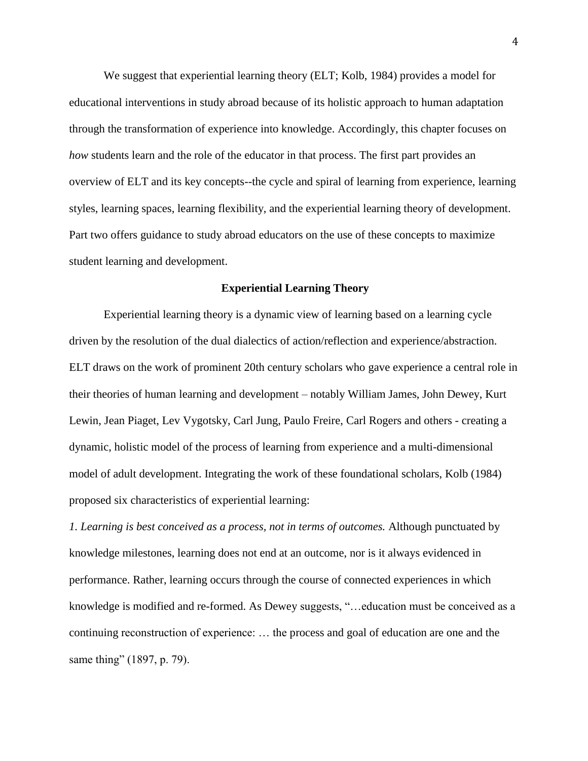We suggest that experiential learning theory (ELT; Kolb, 1984) provides a model for educational interventions in study abroad because of its holistic approach to human adaptation through the transformation of experience into knowledge. Accordingly, this chapter focuses on *how* students learn and the role of the educator in that process. The first part provides an overview of ELT and its key concepts--the cycle and spiral of learning from experience, learning styles, learning spaces, learning flexibility, and the experiential learning theory of development. Part two offers guidance to study abroad educators on the use of these concepts to maximize student learning and development.

## Experiential Learning Theory

Experiential learning theory is a dynamic view of learning based on a learning cycle driven by the resolution of the dual dialectics of action/reflection and experience/abstraction. ELT draws on the work of prominent 20th century scholars who gave experience a central role in their theories of human learning and development – notably William James, John Dewey, Kurt Lewin, Jean Piaget, Lev Vygotsky, Carl Jung, Paulo Freire, Carl Rogers and others - creating a dynamic, holistic model of the process of learning from experience and a multi-dimensional model of adult development. Integrating the work of these foundational scholars, Kolb (1984) proposed six characteristics of experiential learning:

*1. Learning is best conceived as a process, not in terms of outcomes.* Although punctuated by knowledge milestones, learning does not end at an outcome, nor is it always evidenced in performance. Rather, learning occurs through the course of connected experiences in which knowledge is modified and re-formed. As Dewey suggests, "…education must be conceived as a continuing reconstruction of experience: … the process and goal of education are one and the same thing" (1897, p. 79).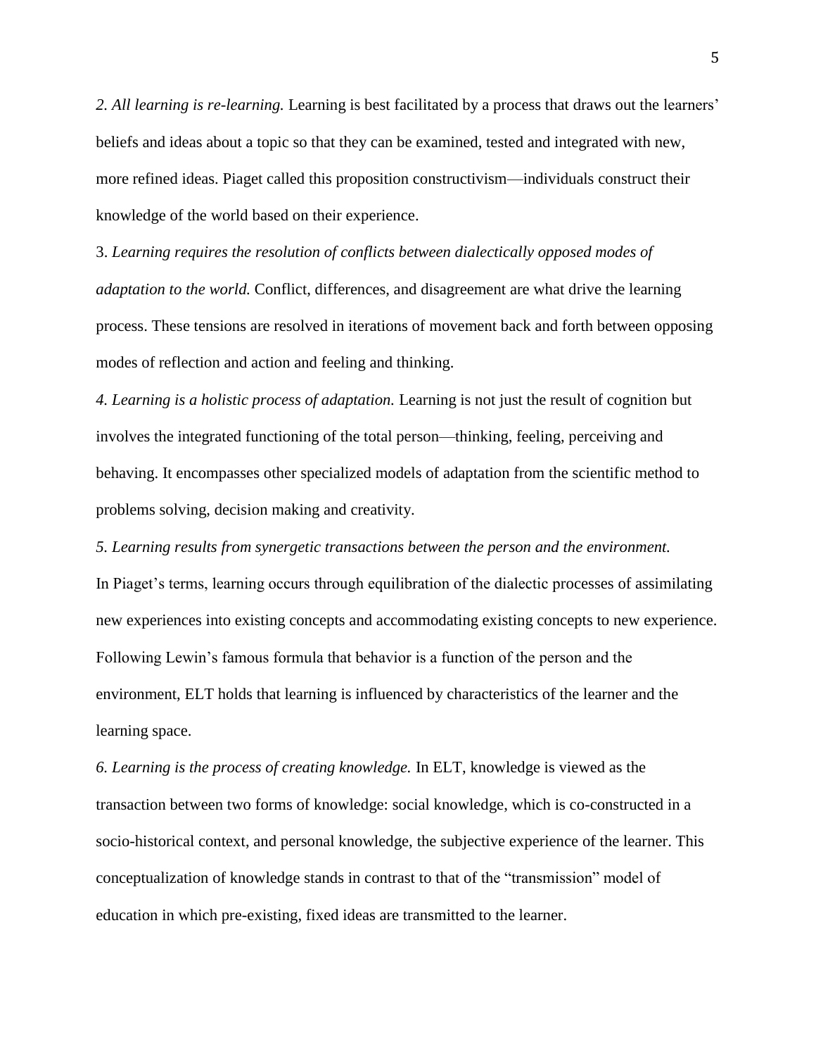*2. All learning is re-learning.* Learning is best facilitated by a process that draws out the learners' beliefs and ideas about a topic so that they can be examined, tested and integrated with new, more refined ideas. Piaget called this proposition constructivism—individuals construct their knowledge of the world based on their experience.

3. *Learning requires the resolution of conflicts between dialectically opposed modes of adaptation to the world.* Conflict, differences, and disagreement are what drive the learning process. These tensions are resolved in iterations of movement back and forth between opposing modes of reflection and action and feeling and thinking.

*4. Learning is a holistic process of adaptation.* Learning is not just the result of cognition but involves the integrated functioning of the total person—thinking, feeling, perceiving and behaving. It encompasses other specialized models of adaptation from the scientific method to problems solving, decision making and creativity.

*5. Learning results from synergetic transactions between the person and the environment.* In Piaget's terms, learning occurs through equilibration of the dialectic processes of assimilating new experiences into existing concepts and accommodating existing concepts to new experience. Following Lewin's famous formula that behavior is a function of the person and the environment, ELT holds that learning is influenced by characteristics of the learner and the learning space.

*6. Learning is the process of creating knowledge.* In ELT, knowledge is viewed as the transaction between two forms of knowledge: social knowledge, which is co-constructed in a socio-historical context, and personal knowledge, the subjective experience of the learner. This conceptualization of knowledge stands in contrast to that of the "transmission" model of education in which pre-existing, fixed ideas are transmitted to the learner.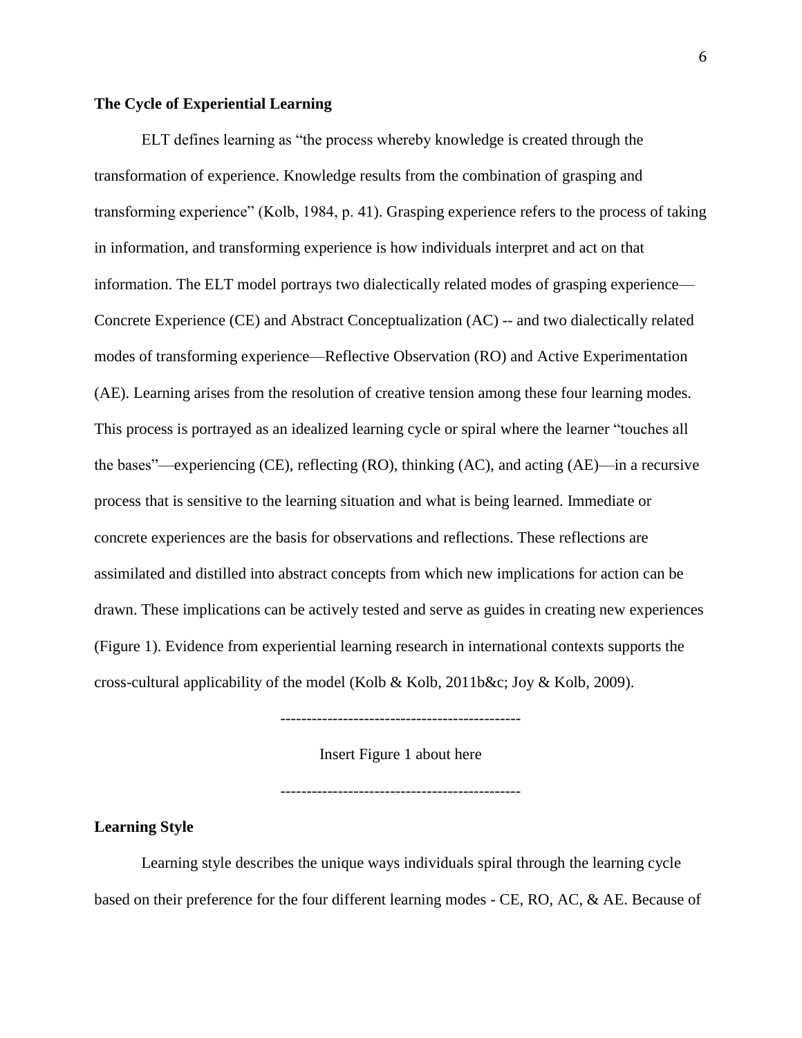**The Cycle of Experiential Learning**

ELT defines learning as "the process whereby knowledge is created through the transformation of experience. Knowledge results from the combination of grasping and transforming experience" (Kolb, 1984, p. 41). Grasping experience refers to the process of taking in information, and transforming experience is how individuals interpret and act on that information. The ELT model portrays two dialectically related modes of grasping experience—Concrete Experience (CE) and Abstract Conceptualization (AC) -- and two dialectically related modes of transforming experience—Reflective Observation (RO) and Active Experimentation (AE). Learning arises from the resolution of creative tension among these four learning modes. This process is portrayed as an idealized learning cycle or spiral where the learner "touches all the bases"—experiencing (CE), reflecting (RO), thinking (AC), and acting (AE)—in a recursive process that is sensitive to the learning situation and what is being learned. Immediate or concrete experiences are the basis for observations and reflections. These reflections are assimilated and distilled into abstract concepts from which new implications for action can be drawn. These implications can be actively tested and serve as guides in creating new experiences (Figure 1). Evidence from experiential learning research in international contexts supports the cross-cultural applicability of the model (Kolb & Kolb, 2011b&c; Joy & Kolb, 2009).

----------------------------------------------

Insert Figure 1 about here

----------------------------------------------

**Learning Style**

Learning style describes the unique ways individuals spiral through the learning cycle based on their preference for the four different learning modes - CE, RO, AC, & AE. Because of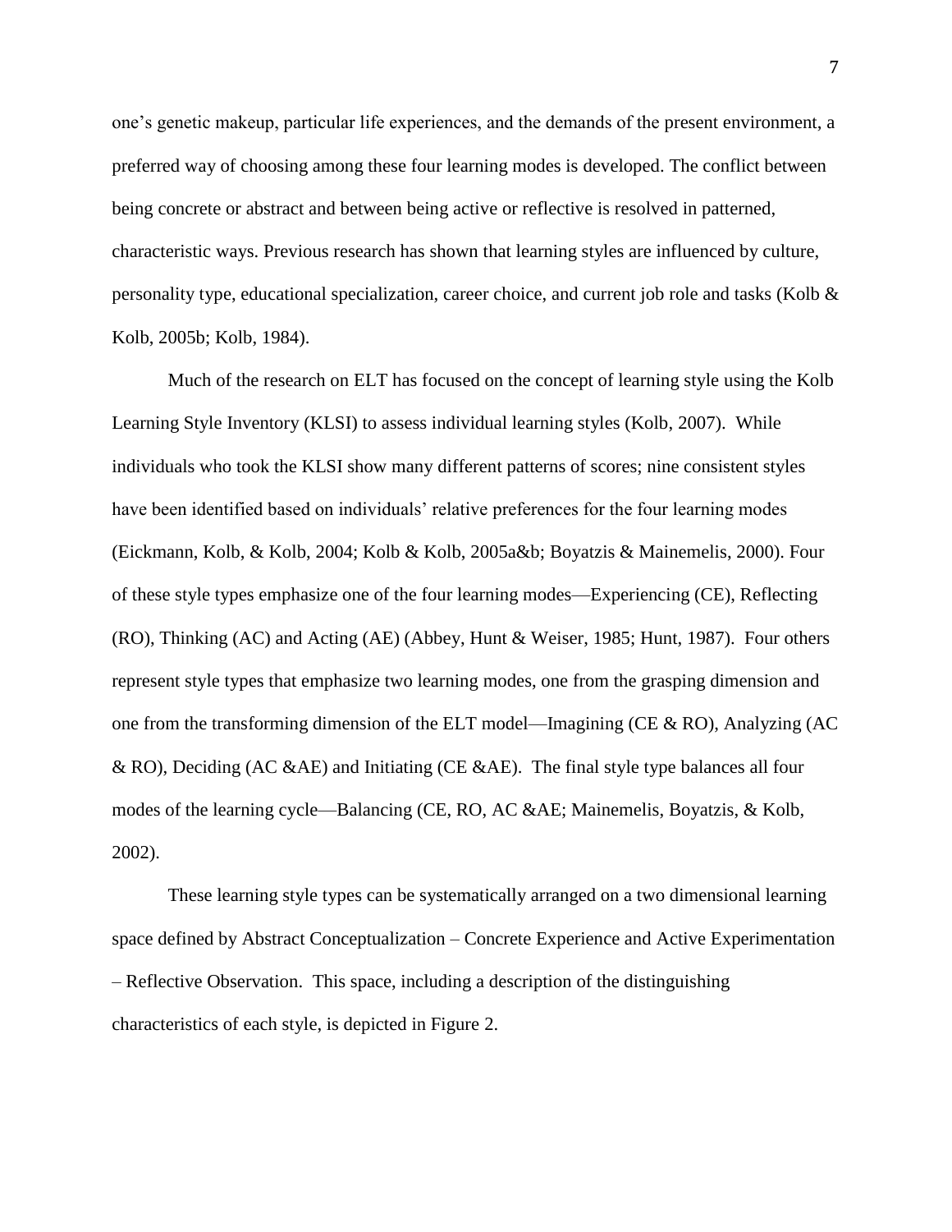one's genetic makeup, particular life experiences, and the demands of the present environment, a preferred way of choosing among these four learning modes is developed. The conflict between being concrete or abstract and between being active or reflective is resolved in patterned, characteristic ways. Previous research has shown that learning styles are influenced by culture, personality type, educational specialization, career choice, and current job role and tasks (Kolb & Kolb, 2005b; Kolb, 1984).

Much of the research on ELT has focused on the concept of learning style using the Kolb Learning Style Inventory (KLSI) to assess individual learning styles (Kolb, 2007). While individuals who took the KLSI show many different patterns of scores; nine consistent styles have been identified based on individuals' relative preferences for the four learning modes (Eickmann, Kolb, & Kolb, 2004; Kolb & Kolb, 2005a&b; Boyatzis & Mainemelis, 2000). Four of these style types emphasize one of the four learning modes—Experiencing (CE), Reflecting (RO), Thinking (AC) and Acting (AE) (Abbey, Hunt & Weiser, 1985; Hunt, 1987). Four others represent style types that emphasize two learning modes, one from the grasping dimension and one from the transforming dimension of the ELT model—Imagining (CE & RO), Analyzing (AC & RO), Deciding (AC &AE) and Initiating (CE &AE). The final style type balances all four modes of the learning cycle—Balancing (CE, RO, AC &AE; Mainemelis, Boyatzis, & Kolb, 2002).

These learning style types can be systematically arranged on a two dimensional learning space defined by Abstract Conceptualization – Concrete Experience and Active Experimentation – Reflective Observation. This space, including a description of the distinguishing characteristics of each style, is depicted in Figure 2.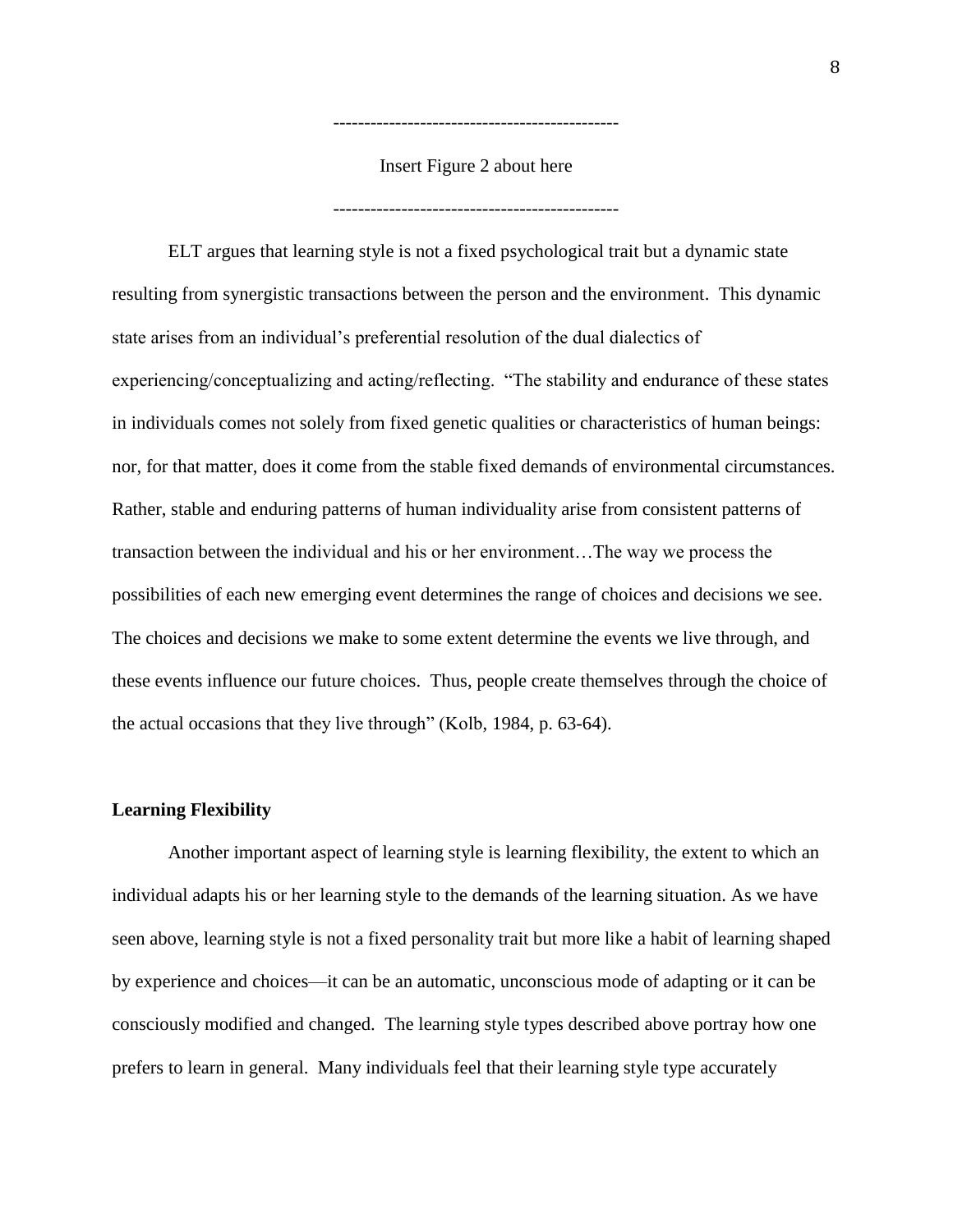----------------------------------------------

Insert Figure 2 about here

----------------------------------------------

ELT argues that learning style is not a fixed psychological trait but a dynamic state resulting from synergistic transactions between the person and the environment. This dynamic state arises from an individual's preferential resolution of the dual dialectics of experiencing/conceptualizing and acting/reflecting. "The stability and endurance of these states in individuals comes not solely from fixed genetic qualities or characteristics of human beings: nor, for that matter, does it come from the stable fixed demands of environmental circumstances. Rather, stable and enduring patterns of human individuality arise from consistent patterns of transaction between the individual and his or her environment…The way we process the possibilities of each new emerging event determines the range of choices and decisions we see. The choices and decisions we make to some extent determine the events we live through, and these events influence our future choices. Thus, people create themselves through the choice of the actual occasions that they live through" (Kolb, 1984, p. 63-64).

**Learning Flexibility**

Another important aspect of learning style is learning flexibility, the extent to which an individual adapts his or her learning style to the demands of the learning situation. As we have seen above, learning style is not a fixed personality trait but more like a habit of learning shaped by experience and choices—it can be an automatic, unconscious mode of adapting or it can be consciously modified and changed. The learning style types described above portray how one prefers to learn in general. Many individuals feel that their learning style type accurately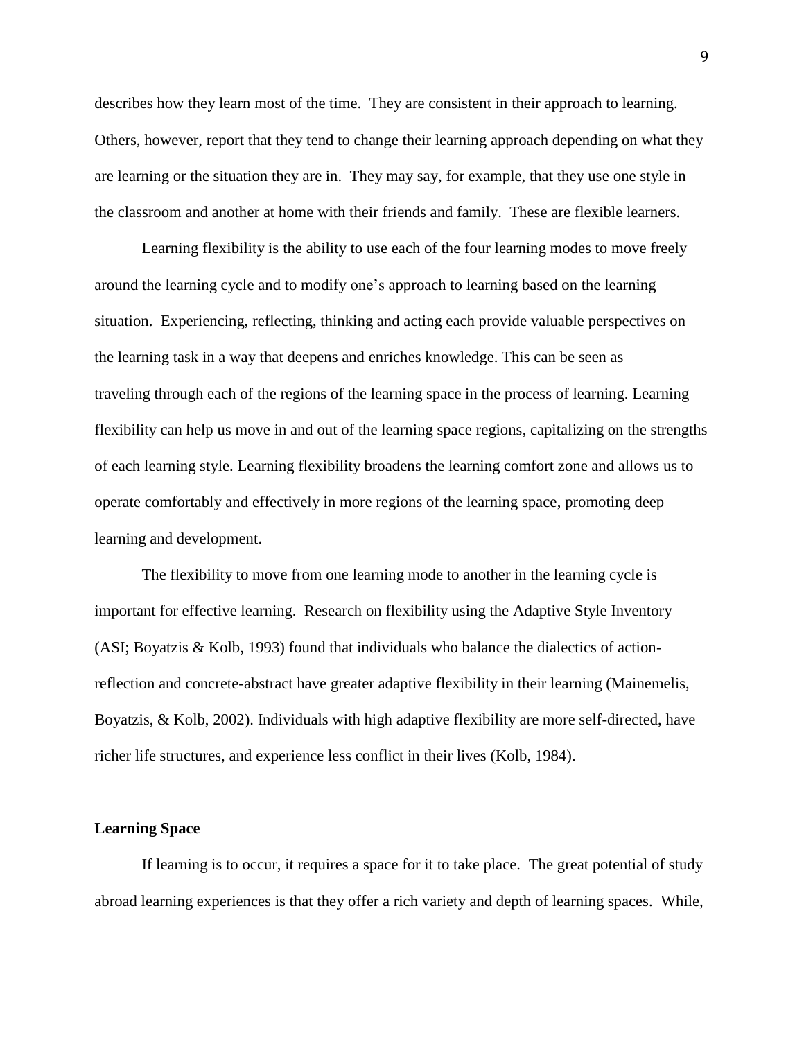describes how they learn most of the time. They are consistent in their approach to learning. Others, however, report that they tend to change their learning approach depending on what they are learning or the situation they are in. They may say, for example, that they use one style in the classroom and another at home with their friends and family. These are flexible learners.

Learning flexibility is the ability to use each of the four learning modes to move freely around the learning cycle and to modify one's approach to learning based on the learning situation. Experiencing, reflecting, thinking and acting each provide valuable perspectives on the learning task in a way that deepens and enriches knowledge. This can be seen as traveling through each of the regions of the learning space in the process of learning. Learning flexibility can help us move in and out of the learning space regions, capitalizing on the strengths of each learning style. Learning flexibility broadens the learning comfort zone and allows us to operate comfortably and effectively in more regions of the learning space, promoting deep learning and development.

The flexibility to move from one learning mode to another in the learning cycle is important for effective learning. Research on flexibility using the Adaptive Style Inventory (ASI; Boyatzis & Kolb, 1993) found that individuals who balance the dialectics of action-reflection and concrete-abstract have greater adaptive flexibility in their learning (Mainemelis, Boyatzis, & Kolb, 2002). Individuals with high adaptive flexibility are more self-directed, have richer life structures, and experience less conflict in their lives (Kolb, 1984).

**Learning Space**

If learning is to occur, it requires a space for it to take place. The great potential of study abroad learning experiences is that they offer a rich variety and depth of learning spaces. While,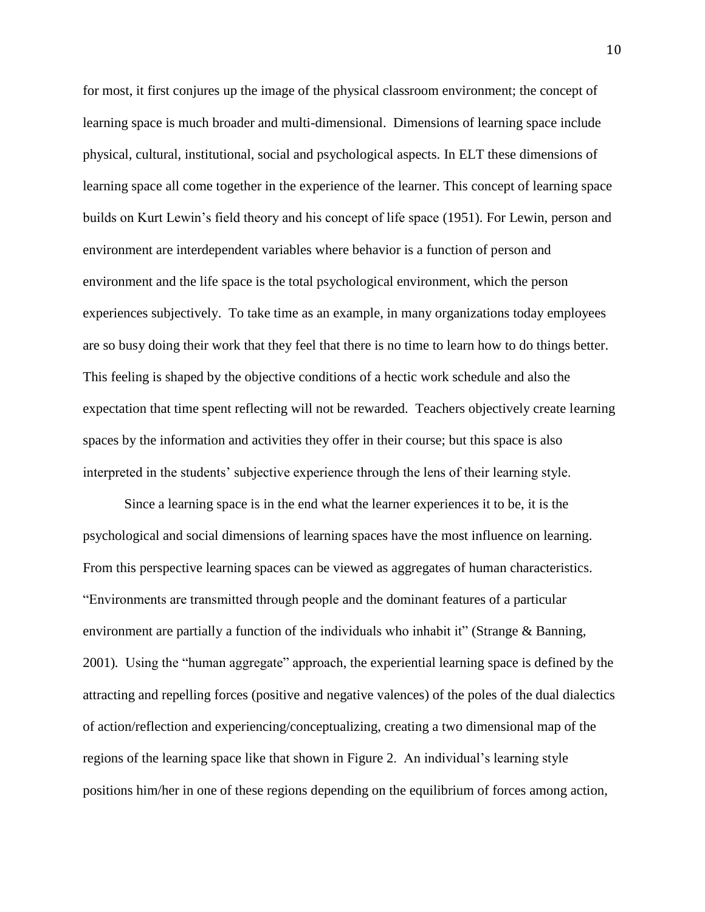for most, it first conjures up the image of the physical classroom environment; the concept of learning space is much broader and multi-dimensional. Dimensions of learning space include physical, cultural, institutional, social and psychological aspects. In ELT these dimensions of learning space all come together in the experience of the learner. This concept of learning space builds on Kurt Lewin's field theory and his concept of life space (1951). For Lewin, person and environment are interdependent variables where behavior is a function of person and environment and the life space is the total psychological environment, which the person experiences subjectively. To take time as an example, in many organizations today employees are so busy doing their work that they feel that there is no time to learn how to do things better. This feeling is shaped by the objective conditions of a hectic work schedule and also the expectation that time spent reflecting will not be rewarded. Teachers objectively create learning spaces by the information and activities they offer in their course; but this space is also interpreted in the students' subjective experience through the lens of their learning style.

Since a learning space is in the end what the learner experiences it to be, it is the psychological and social dimensions of learning spaces have the most influence on learning. From this perspective learning spaces can be viewed as aggregates of human characteristics. "Environments are transmitted through people and the dominant features of a particular environment are partially a function of the individuals who inhabit it" (Strange & Banning, 2001). Using the "human aggregate" approach, the experiential learning space is defined by the attracting and repelling forces (positive and negative valences) of the poles of the dual dialectics of action/reflection and experiencing/conceptualizing, creating a two dimensional map of the regions of the learning space like that shown in Figure 2. An individual's learning style positions him/her in one of these regions depending on the equilibrium of forces among action,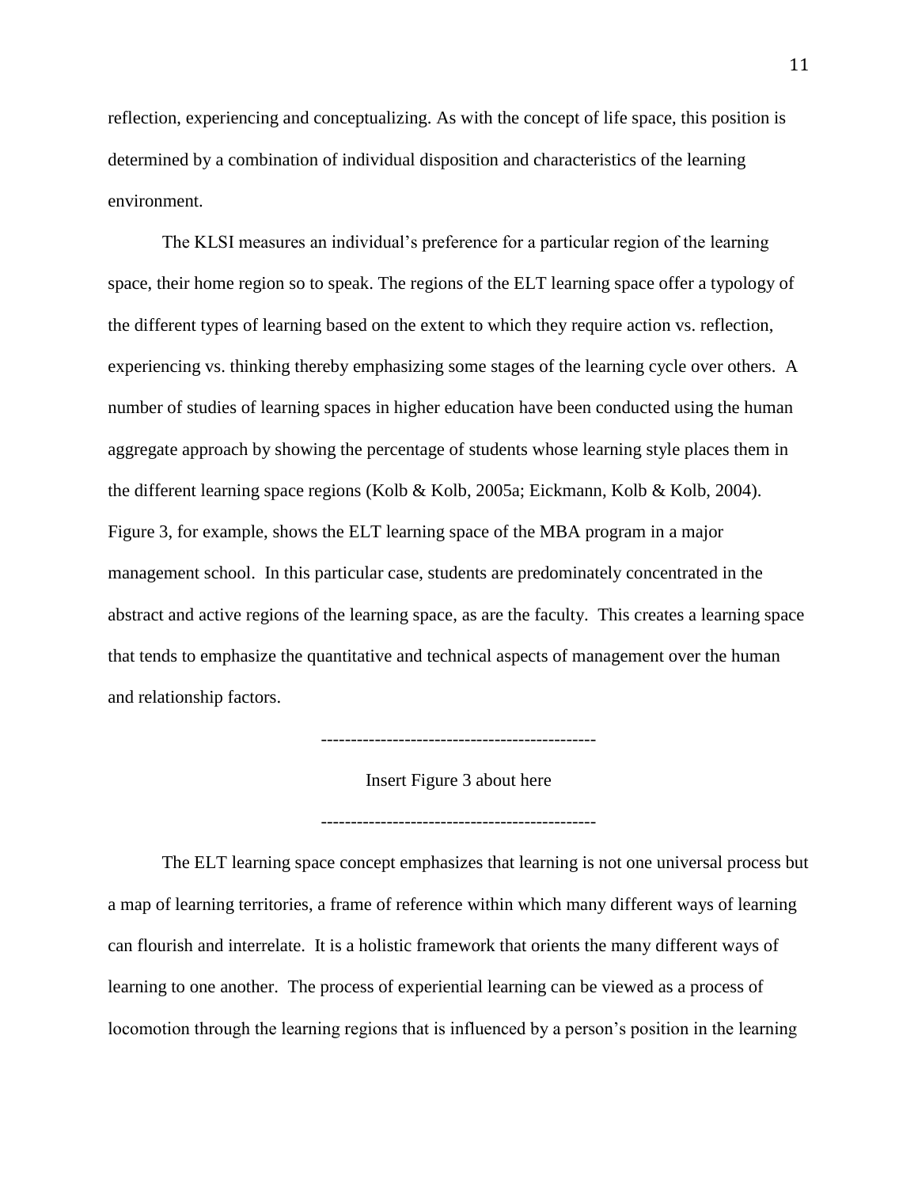reflection, experiencing and conceptualizing. As with the concept of life space, this position is determined by a combination of individual disposition and characteristics of the learning environment.

The KLSI measures an individual's preference for a particular region of the learning space, their home region so to speak. The regions of the ELT learning space offer a typology of the different types of learning based on the extent to which they require action vs. reflection, experiencing vs. thinking thereby emphasizing some stages of the learning cycle over others. A number of studies of learning spaces in higher education have been conducted using the human aggregate approach by showing the percentage of students whose learning style places them in the different learning space regions (Kolb & Kolb, 2005a; Eickmann, Kolb & Kolb, 2004). Figure 3, for example, shows the ELT learning space of the MBA program in a major management school. In this particular case, students are predominately concentrated in the abstract and active regions of the learning space, as are the faculty. This creates a learning space that tends to emphasize the quantitative and technical aspects of management over the human and relationship factors.

---------------------------------------------

Insert Figure 3 about here

---------------------------------------------

The ELT learning space concept emphasizes that learning is not one universal process but a map of learning territories, a frame of reference within which many different ways of learning can flourish and interrelate. It is a holistic framework that orients the many different ways of learning to one another. The process of experiential learning can be viewed as a process of locomotion through the learning regions that is influenced by a person's position in the learning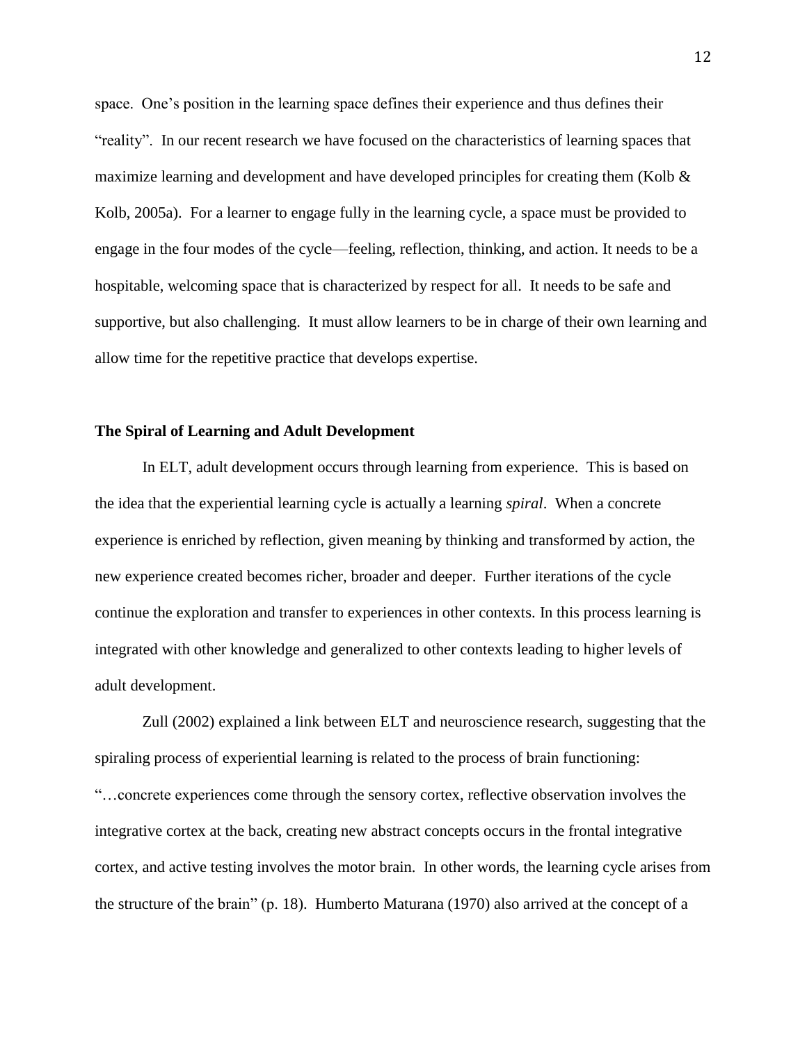space. One's position in the learning space defines their experience and thus defines their "reality". In our recent research we have focused on the characteristics of learning spaces that maximize learning and development and have developed principles for creating them (Kolb & Kolb, 2005a). For a learner to engage fully in the learning cycle, a space must be provided to engage in the four modes of the cycle—feeling, reflection, thinking, and action. It needs to be a hospitable, welcoming space that is characterized by respect for all. It needs to be safe and supportive, but also challenging. It must allow learners to be in charge of their own learning and allow time for the repetitive practice that develops expertise.

**The Spiral of Learning and Adult Development**

In ELT, adult development occurs through learning from experience. This is based on the idea that the experiential learning cycle is actually a learning *spiral*. When a concrete experience is enriched by reflection, given meaning by thinking and transformed by action, the new experience created becomes richer, broader and deeper. Further iterations of the cycle continue the exploration and transfer to experiences in other contexts. In this process learning is integrated with other knowledge and generalized to other contexts leading to higher levels of adult development.

Zull (2002) explained a link between ELT and neuroscience research, suggesting that the spiraling process of experiential learning is related to the process of brain functioning: "…concrete experiences come through the sensory cortex, reflective observation involves the integrative cortex at the back, creating new abstract concepts occurs in the frontal integrative cortex, and active testing involves the motor brain. In other words, the learning cycle arises from the structure of the brain" (p. 18). Humberto Maturana (1970) also arrived at the concept of a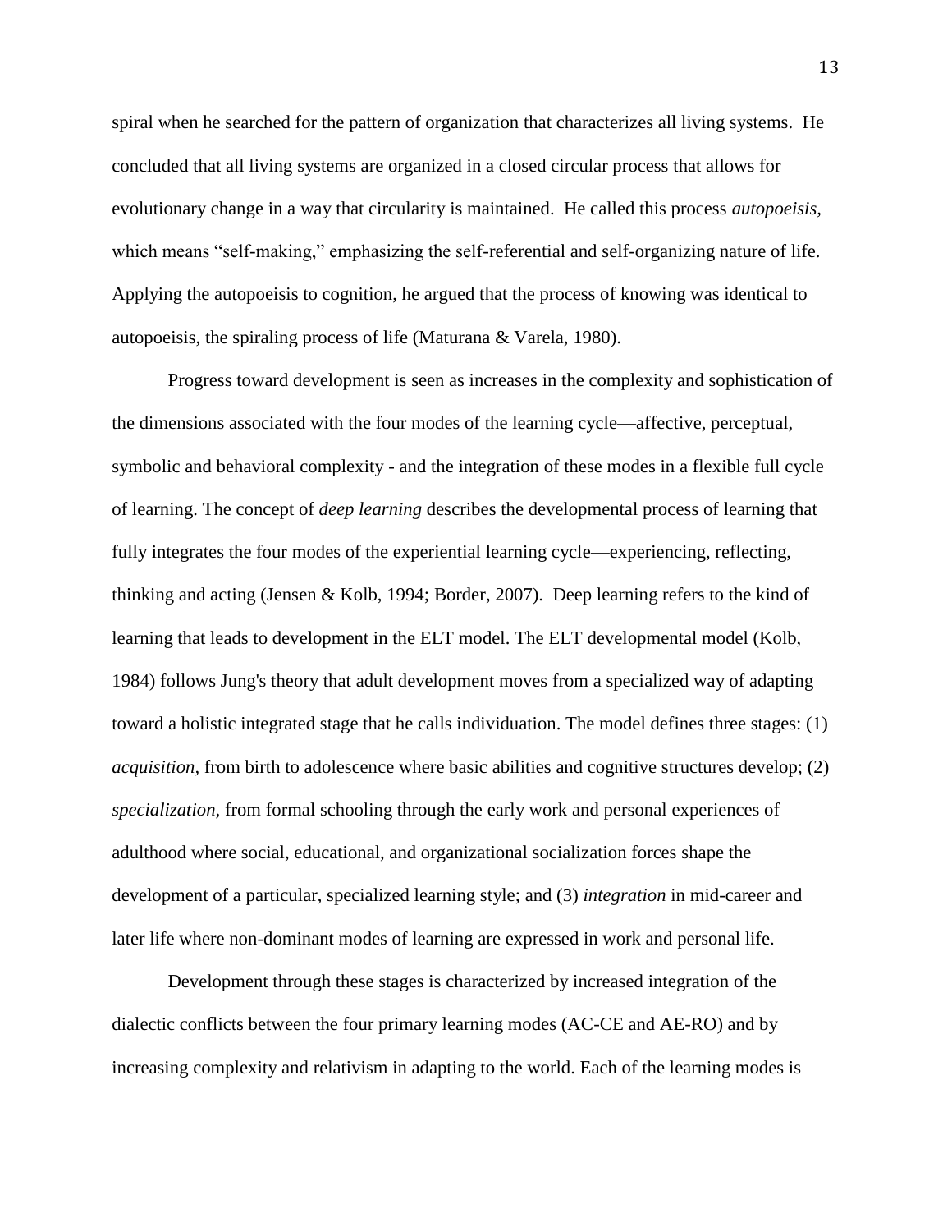spiral when he searched for the pattern of organization that characterizes all living systems. He concluded that all living systems are organized in a closed circular process that allows for evolutionary change in a way that circularity is maintained. He called this process *autopoeisis*, which means "self-making," emphasizing the self-referential and self-organizing nature of life. Applying the autopoeisis to cognition, he argued that the process of knowing was identical to autopoeisis, the spiraling process of life (Maturana & Varela, 1980).

Progress toward development is seen as increases in the complexity and sophistication of the dimensions associated with the four modes of the learning cycle—affective, perceptual, symbolic and behavioral complexity - and the integration of these modes in a flexible full cycle of learning. The concept of *deep learning* describes the developmental process of learning that fully integrates the four modes of the experiential learning cycle—experiencing, reflecting, thinking and acting (Jensen & Kolb, 1994; Border, 2007). Deep learning refers to the kind of learning that leads to development in the ELT model. The ELT developmental model (Kolb, 1984) follows Jung's theory that adult development moves from a specialized way of adapting toward a holistic integrated stage that he calls individuation. The model defines three stages: (1) *acquisition*, from birth to adolescence where basic abilities and cognitive structures develop; (2) *specialization*, from formal schooling through the early work and personal experiences of adulthood where social, educational, and organizational socialization forces shape the development of a particular, specialized learning style; and (3) *integration* in mid-career and later life where non-dominant modes of learning are expressed in work and personal life.

Development through these stages is characterized by increased integration of the dialectic conflicts between the four primary learning modes (AC-CE and AE-RO) and by increasing complexity and relativism in adapting to the world. Each of the learning modes is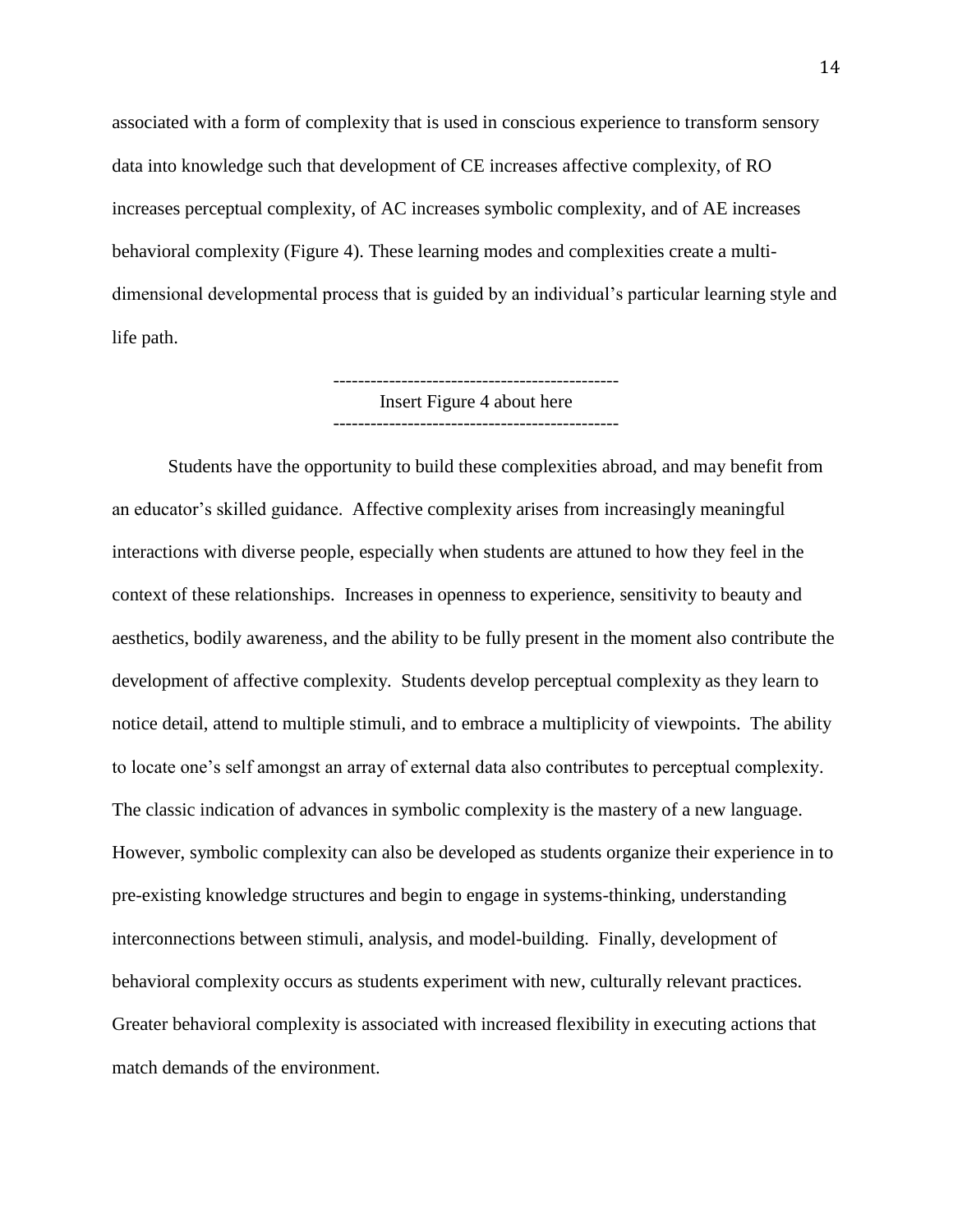associated with a form of complexity that is used in conscious experience to transform sensory data into knowledge such that development of CE increases affective complexity, of RO increases perceptual complexity, of AC increases symbolic complexity, and of AE increases behavioral complexity (Figure 4). These learning modes and complexities create a multi-dimensional developmental process that is guided by an individual's particular learning style and life path.

----------------------------------------------

Insert Figure 4 about here

----------------------------------------------

Students have the opportunity to build these complexities abroad, and may benefit from an educator's skilled guidance. Affective complexity arises from increasingly meaningful interactions with diverse people, especially when students are attuned to how they feel in the context of these relationships. Increases in openness to experience, sensitivity to beauty and aesthetics, bodily awareness, and the ability to be fully present in the moment also contribute the development of affective complexity. Students develop perceptual complexity as they learn to notice detail, attend to multiple stimuli, and to embrace a multiplicity of viewpoints. The ability to locate one's self amongst an array of external data also contributes to perceptual complexity. The classic indication of advances in symbolic complexity is the mastery of a new language. However, symbolic complexity can also be developed as students organize their experience in to pre-existing knowledge structures and begin to engage in systems-thinking, understanding interconnections between stimuli, analysis, and model-building. Finally, development of behavioral complexity occurs as students experiment with new, culturally relevant practices. Greater behavioral complexity is associated with increased flexibility in executing actions that match demands of the environment.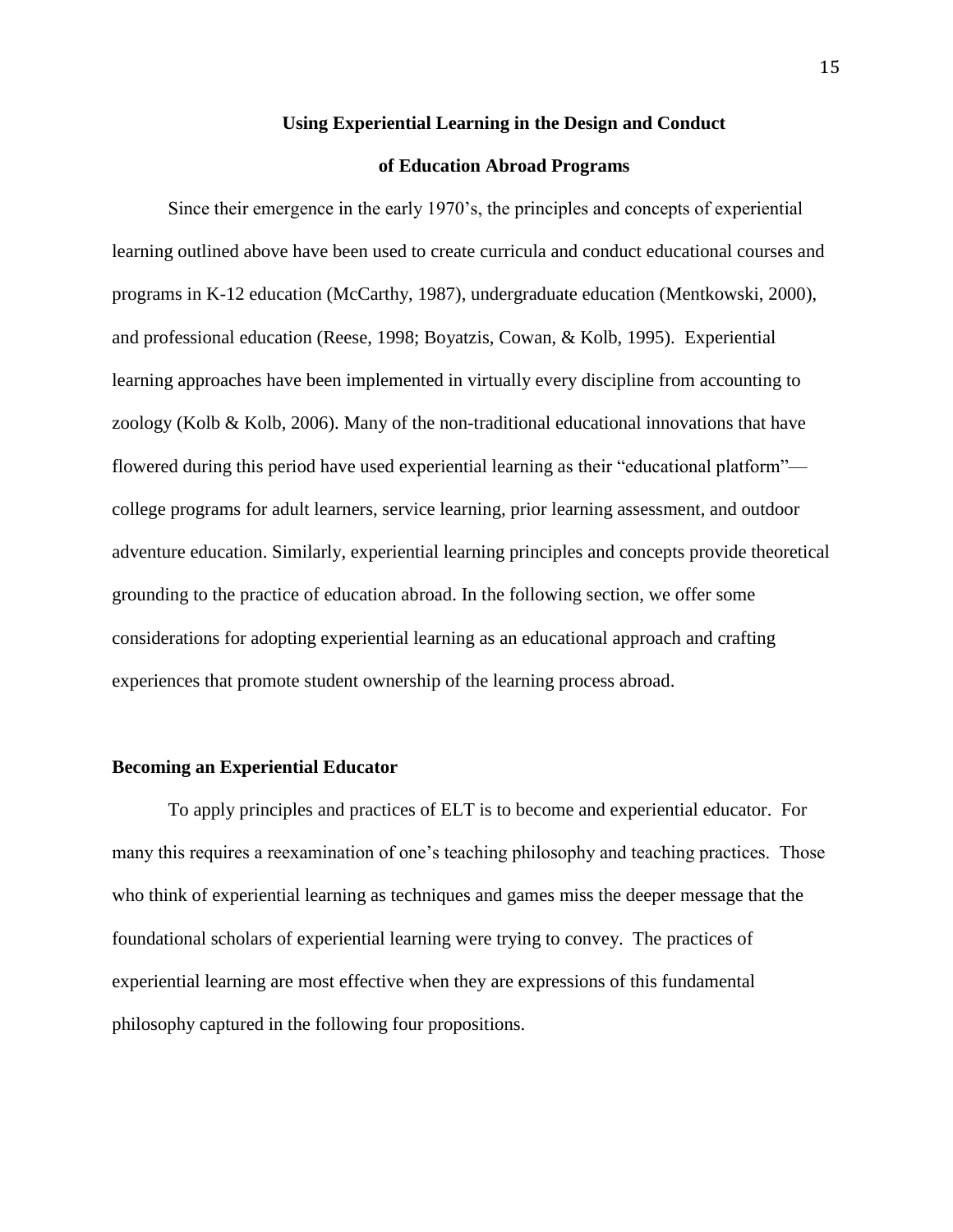## Using Experiential Learning in the Design and Conduct of Education Abroad Programs

Since their emergence in the early 1970's, the principles and concepts of experiential learning outlined above have been used to create curricula and conduct educational courses and programs in K-12 education (McCarthy, 1987), undergraduate education (Mentkowski, 2000), and professional education (Reese, 1998; Boyatzis, Cowan, & Kolb, 1995). Experiential learning approaches have been implemented in virtually every discipline from accounting to zoology (Kolb & Kolb, 2006). Many of the non-traditional educational innovations that have flowered during this period have used experiential learning as their "educational platform"—college programs for adult learners, service learning, prior learning assessment, and outdoor adventure education. Similarly, experiential learning principles and concepts provide theoretical grounding to the practice of education abroad. In the following section, we offer some considerations for adopting experiential learning as an educational approach and crafting experiences that promote student ownership of the learning process abroad.

### Becoming an Experiential Educator

To apply principles and practices of ELT is to become and experiential educator. For many this requires a reexamination of one's teaching philosophy and teaching practices. Those who think of experiential learning as techniques and games miss the deeper message that the foundational scholars of experiential learning were trying to convey. The practices of experiential learning are most effective when they are expressions of this fundamental philosophy captured in the following four propositions.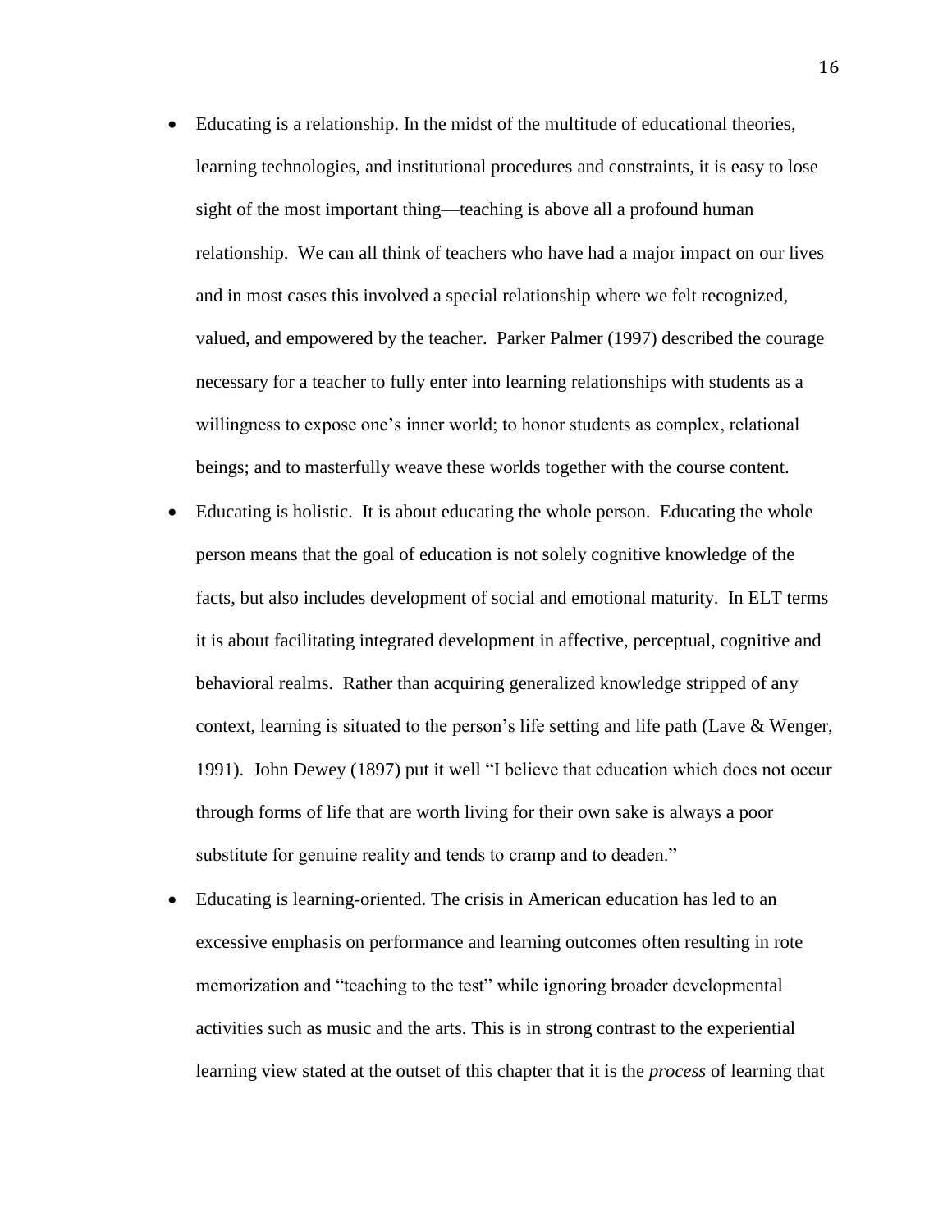- Educating is a relationship. In the midst of the multitude of educational theories, learning technologies, and institutional procedures and constraints, it is easy to lose sight of the most important thing—teaching is above all a profound human relationship. We can all think of teachers who have had a major impact on our lives and in most cases this involved a special relationship where we felt recognized, valued, and empowered by the teacher. Parker Palmer (1997) described the courage necessary for a teacher to fully enter into learning relationships with students as a willingness to expose one's inner world; to honor students as complex, relational beings; and to masterfully weave these worlds together with the course content.
- Educating is holistic. It is about educating the whole person. Educating the whole person means that the goal of education is not solely cognitive knowledge of the facts, but also includes development of social and emotional maturity. In ELT terms it is about facilitating integrated development in affective, perceptual, cognitive and behavioral realms. Rather than acquiring generalized knowledge stripped of any context, learning is situated to the person's life setting and life path (Lave & Wenger, 1991). John Dewey (1897) put it well "I believe that education which does not occur through forms of life that are worth living for their own sake is always a poor substitute for genuine reality and tends to cramp and to deaden."
- Educating is learning-oriented. The crisis in American education has led to an excessive emphasis on performance and learning outcomes often resulting in rote memorization and "teaching to the test" while ignoring broader developmental activities such as music and the arts. This is in strong contrast to the experiential learning view stated at the outset of this chapter that it is the *process* of learning that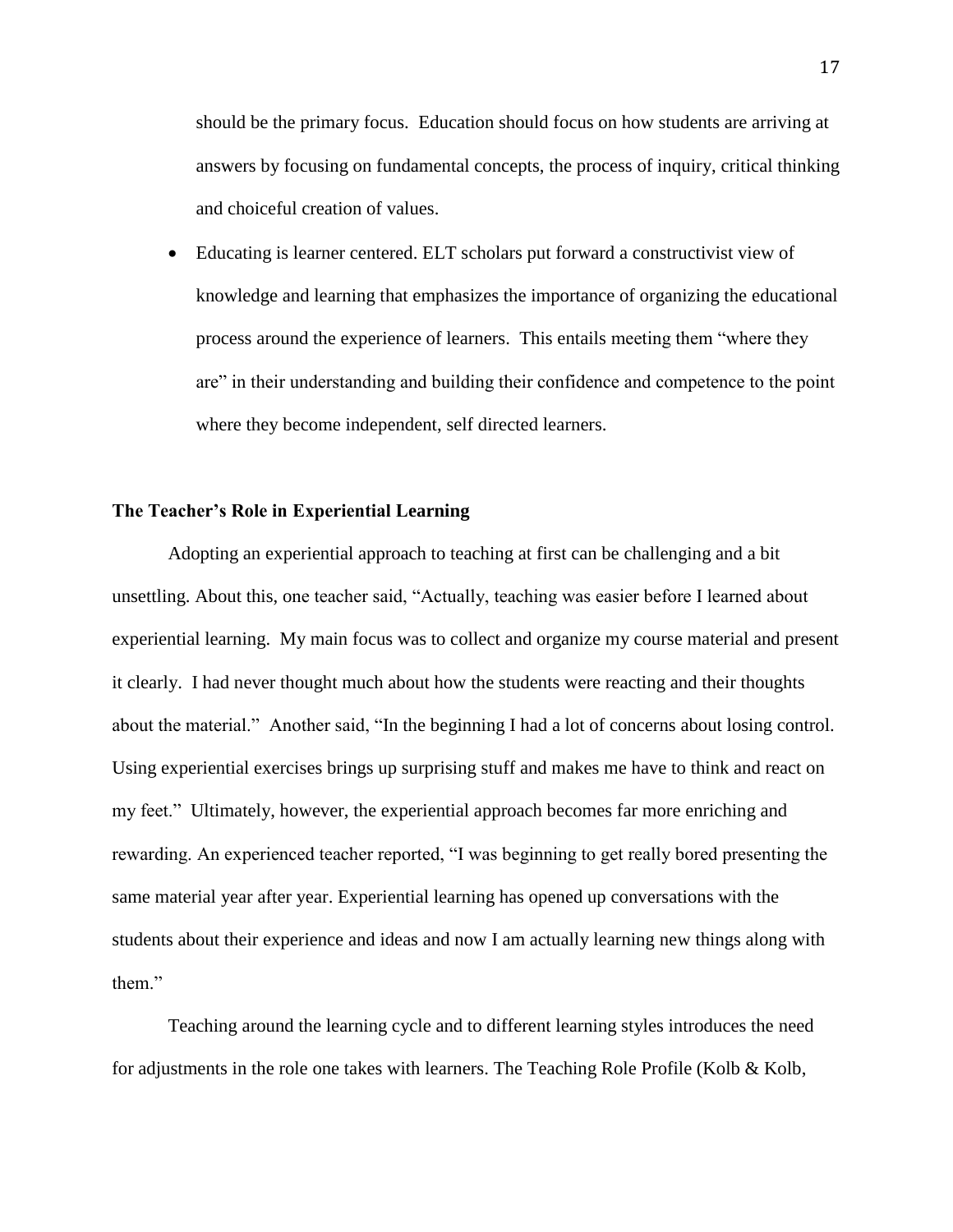should be the primary focus. Education should focus on how students are arriving at answers by focusing on fundamental concepts, the process of inquiry, critical thinking and choiceful creation of values.

- Educating is learner centered. ELT scholars put forward a constructivist view of knowledge and learning that emphasizes the importance of organizing the educational process around the experience of learners. This entails meeting them "where they are" in their understanding and building their confidence and competence to the point where they become independent, self directed learners.

### The Teacher's Role in Experiential Learning

Adopting an experiential approach to teaching at first can be challenging and a bit unsettling. About this, one teacher said, "Actually, teaching was easier before I learned about experiential learning. My main focus was to collect and organize my course material and present it clearly. I had never thought much about how the students were reacting and their thoughts about the material." Another said, "In the beginning I had a lot of concerns about losing control. Using experiential exercises brings up surprising stuff and makes me have to think and react on my feet." Ultimately, however, the experiential approach becomes far more enriching and rewarding. An experienced teacher reported, "I was beginning to get really bored presenting the same material year after year. Experiential learning has opened up conversations with the students about their experience and ideas and now I am actually learning new things along with them."

Teaching around the learning cycle and to different learning styles introduces the need for adjustments in the role one takes with learners. The Teaching Role Profile (Kolb & Kolb,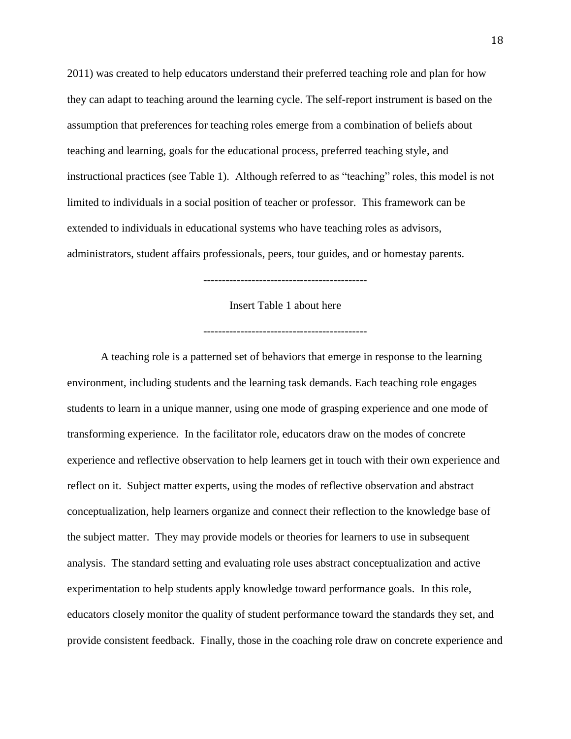2011) was created to help educators understand their preferred teaching role and plan for how they can adapt to teaching around the learning cycle. The self-report instrument is based on the assumption that preferences for teaching roles emerge from a combination of beliefs about teaching and learning, goals for the educational process, preferred teaching style, and instructional practices (see Table 1). Although referred to as "teaching" roles, this model is not limited to individuals in a social position of teacher or professor. This framework can be extended to individuals in educational systems who have teaching roles as advisors, administrators, student affairs professionals, peers, tour guides, and or homestay parents.

--------------------------------------------

Insert Table 1 about here

--------------------------------------------

A teaching role is a patterned set of behaviors that emerge in response to the learning environment, including students and the learning task demands. Each teaching role engages students to learn in a unique manner, using one mode of grasping experience and one mode of transforming experience. In the facilitator role, educators draw on the modes of concrete experience and reflective observation to help learners get in touch with their own experience and reflect on it. Subject matter experts, using the modes of reflective observation and abstract conceptualization, help learners organize and connect their reflection to the knowledge base of the subject matter. They may provide models or theories for learners to use in subsequent analysis. The standard setting and evaluating role uses abstract conceptualization and active experimentation to help students apply knowledge toward performance goals. In this role, educators closely monitor the quality of student performance toward the standards they set, and provide consistent feedback. Finally, those in the coaching role draw on concrete experience and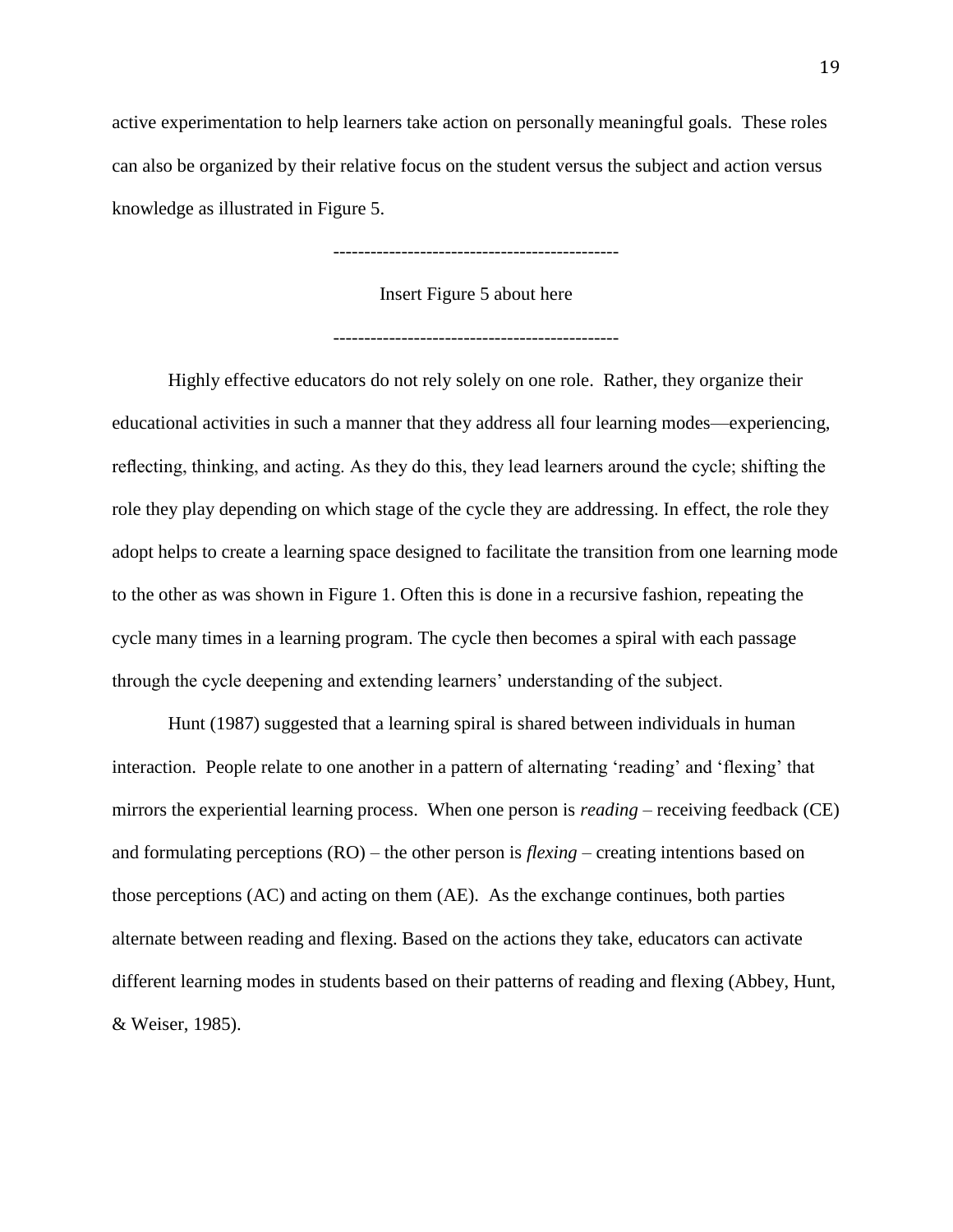active experimentation to help learners take action on personally meaningful goals. These roles can also be organized by their relative focus on the student versus the subject and action versus knowledge as illustrated in Figure 5.

----------------------------------------------

Insert Figure 5 about here

----------------------------------------------

Highly effective educators do not rely solely on one role. Rather, they organize their educational activities in such a manner that they address all four learning modes—experiencing, reflecting, thinking, and acting. As they do this, they lead learners around the cycle; shifting the role they play depending on which stage of the cycle they are addressing. In effect, the role they adopt helps to create a learning space designed to facilitate the transition from one learning mode to the other as was shown in Figure 1. Often this is done in a recursive fashion, repeating the cycle many times in a learning program. The cycle then becomes a spiral with each passage through the cycle deepening and extending learners' understanding of the subject.

Hunt (1987) suggested that a learning spiral is shared between individuals in human interaction. People relate to one another in a pattern of alternating 'reading' and 'flexing' that mirrors the experiential learning process. When one person is *reading* – receiving feedback (CE) and formulating perceptions (RO) – the other person is *flexing* – creating intentions based on those perceptions (AC) and acting on them (AE). As the exchange continues, both parties alternate between reading and flexing. Based on the actions they take, educators can activate different learning modes in students based on their patterns of reading and flexing (Abbey, Hunt, & Weiser, 1985).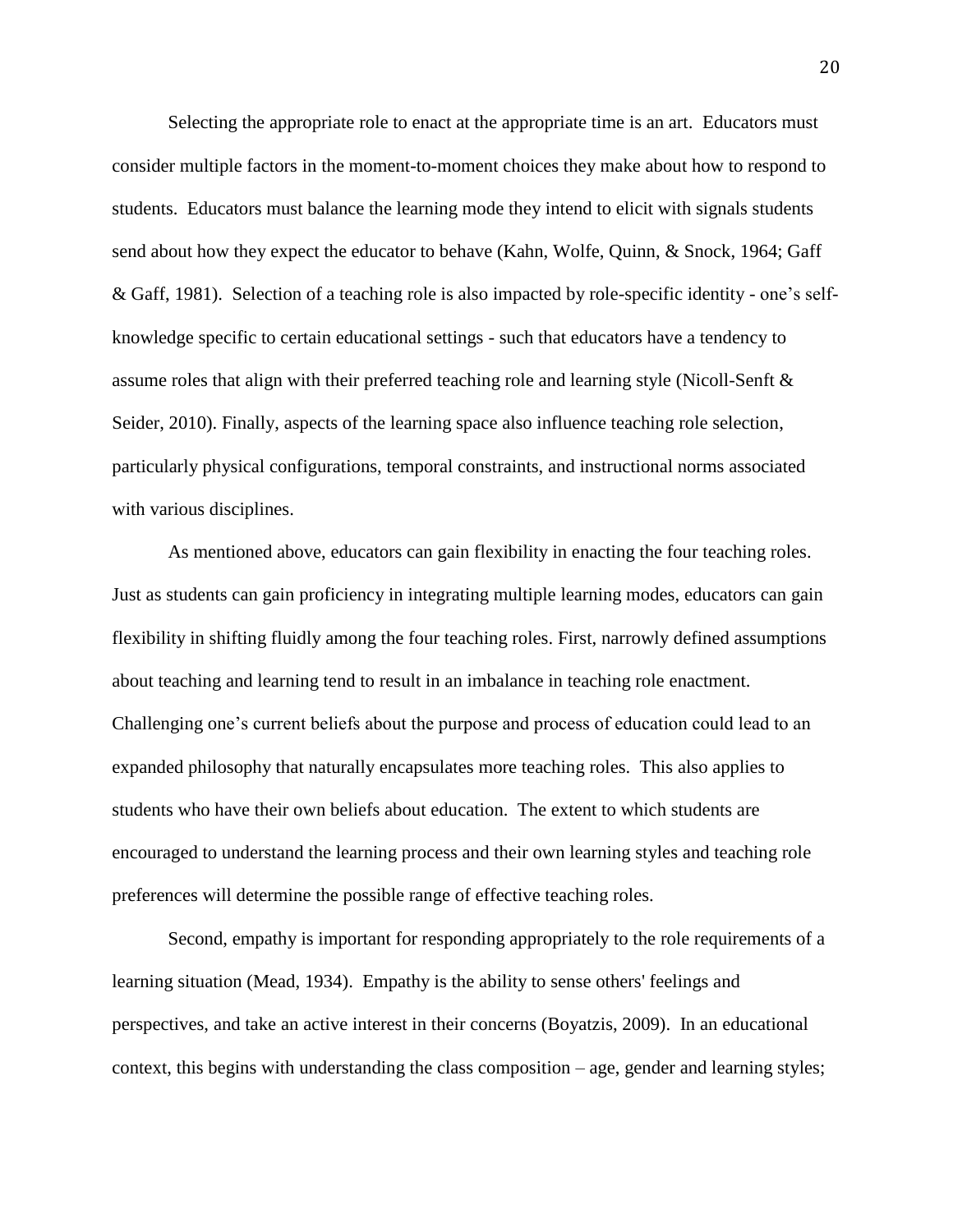Selecting the appropriate role to enact at the appropriate time is an art. Educators must consider multiple factors in the moment-to-moment choices they make about how to respond to students. Educators must balance the learning mode they intend to elicit with signals students send about how they expect the educator to behave (Kahn, Wolfe, Quinn, & Snock, 1964; Gaff & Gaff, 1981). Selection of a teaching role is also impacted by role-specific identity - one's self-knowledge specific to certain educational settings - such that educators have a tendency to assume roles that align with their preferred teaching role and learning style (Nicoll-Senft & Seider, 2010). Finally, aspects of the learning space also influence teaching role selection, particularly physical configurations, temporal constraints, and instructional norms associated with various disciplines.

As mentioned above, educators can gain flexibility in enacting the four teaching roles. Just as students can gain proficiency in integrating multiple learning modes, educators can gain flexibility in shifting fluidly among the four teaching roles. First, narrowly defined assumptions about teaching and learning tend to result in an imbalance in teaching role enactment. Challenging one's current beliefs about the purpose and process of education could lead to an expanded philosophy that naturally encapsulates more teaching roles. This also applies to students who have their own beliefs about education. The extent to which students are encouraged to understand the learning process and their own learning styles and teaching role preferences will determine the possible range of effective teaching roles.

Second, empathy is important for responding appropriately to the role requirements of a learning situation (Mead, 1934). Empathy is the ability to sense others' feelings and perspectives, and take an active interest in their concerns (Boyatzis, 2009). In an educational context, this begins with understanding the class composition – age, gender and learning styles;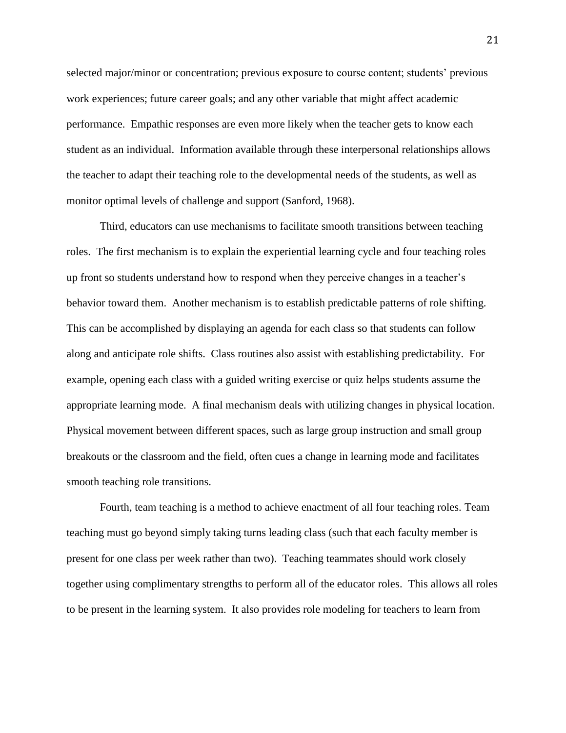selected major/minor or concentration; previous exposure to course content; students' previous work experiences; future career goals; and any other variable that might affect academic performance. Empathic responses are even more likely when the teacher gets to know each student as an individual. Information available through these interpersonal relationships allows the teacher to adapt their teaching role to the developmental needs of the students, as well as monitor optimal levels of challenge and support (Sanford, 1968).

Third, educators can use mechanisms to facilitate smooth transitions between teaching roles. The first mechanism is to explain the experiential learning cycle and four teaching roles up front so students understand how to respond when they perceive changes in a teacher's behavior toward them. Another mechanism is to establish predictable patterns of role shifting. This can be accomplished by displaying an agenda for each class so that students can follow along and anticipate role shifts. Class routines also assist with establishing predictability. For example, opening each class with a guided writing exercise or quiz helps students assume the appropriate learning mode. A final mechanism deals with utilizing changes in physical location. Physical movement between different spaces, such as large group instruction and small group breakouts or the classroom and the field, often cues a change in learning mode and facilitates smooth teaching role transitions.

Fourth, team teaching is a method to achieve enactment of all four teaching roles. Team teaching must go beyond simply taking turns leading class (such that each faculty member is present for one class per week rather than two). Teaching teammates should work closely together using complimentary strengths to perform all of the educator roles. This allows all roles to be present in the learning system. It also provides role modeling for teachers to learn from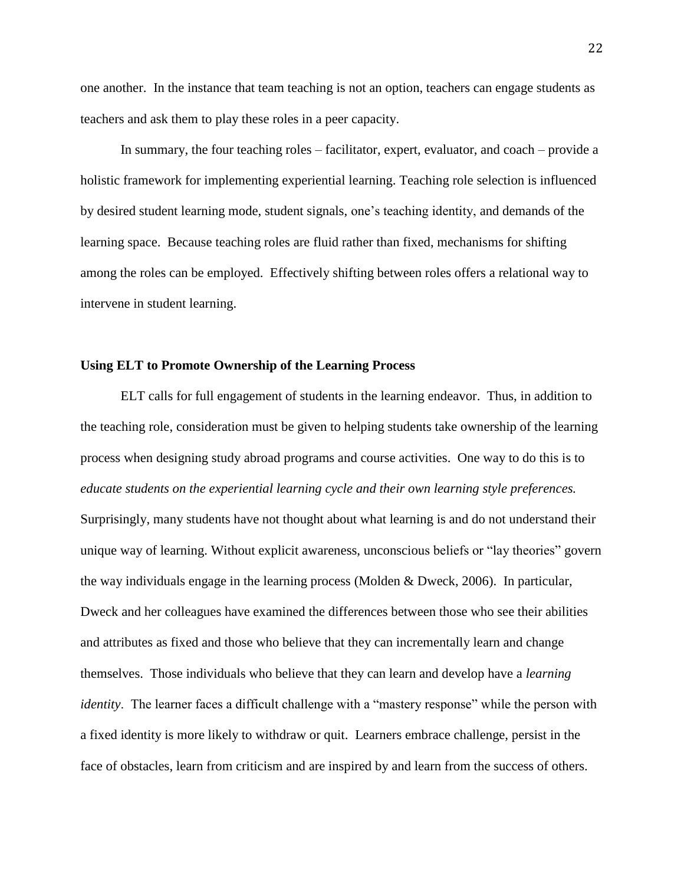one another. In the instance that team teaching is not an option, teachers can engage students as teachers and ask them to play these roles in a peer capacity.

In summary, the four teaching roles – facilitator, expert, evaluator, and coach – provide a holistic framework for implementing experiential learning. Teaching role selection is influenced by desired student learning mode, student signals, one's teaching identity, and demands of the learning space. Because teaching roles are fluid rather than fixed, mechanisms for shifting among the roles can be employed. Effectively shifting between roles offers a relational way to intervene in student learning.

**Using ELT to Promote Ownership of the Learning Process**

ELT calls for full engagement of students in the learning endeavor. Thus, in addition to the teaching role, consideration must be given to helping students take ownership of the learning process when designing study abroad programs and course activities. One way to do this is to *educate students on the experiential learning cycle and their own learning style preferences.* Surprisingly, many students have not thought about what learning is and do not understand their unique way of learning. Without explicit awareness, unconscious beliefs or "lay theories" govern the way individuals engage in the learning process (Molden & Dweck, 2006). In particular, Dweck and her colleagues have examined the differences between those who see their abilities and attributes as fixed and those who believe that they can incrementally learn and change themselves. Those individuals who believe that they can learn and develop have a *learning identity*. The learner faces a difficult challenge with a "mastery response" while the person with a fixed identity is more likely to withdraw or quit. Learners embrace challenge, persist in the face of obstacles, learn from criticism and are inspired by and learn from the success of others.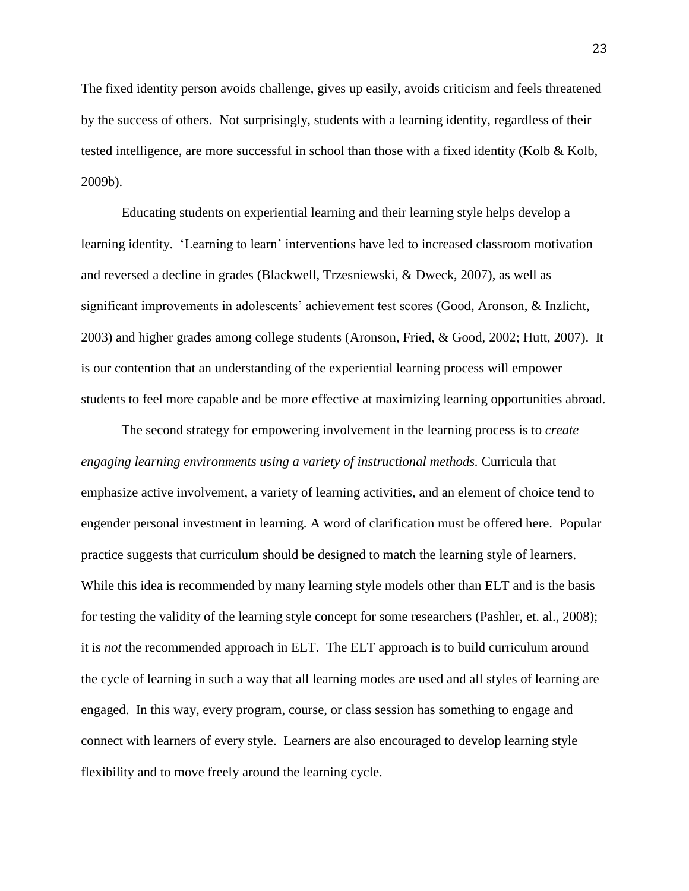The fixed identity person avoids challenge, gives up easily, avoids criticism and feels threatened by the success of others. Not surprisingly, students with a learning identity, regardless of their tested intelligence, are more successful in school than those with a fixed identity (Kolb & Kolb, 2009b).

Educating students on experiential learning and their learning style helps develop a learning identity. 'Learning to learn' interventions have led to increased classroom motivation and reversed a decline in grades (Blackwell, Trzesniewski, & Dweck, 2007), as well as significant improvements in adolescents' achievement test scores (Good, Aronson, & Inzlicht, 2003) and higher grades among college students (Aronson, Fried, & Good, 2002; Hutt, 2007). It is our contention that an understanding of the experiential learning process will empower students to feel more capable and be more effective at maximizing learning opportunities abroad.

The second strategy for empowering involvement in the learning process is to *create engaging learning environments using a variety of instructional methods.* Curricula that emphasize active involvement, a variety of learning activities, and an element of choice tend to engender personal investment in learning. A word of clarification must be offered here. Popular practice suggests that curriculum should be designed to match the learning style of learners. While this idea is recommended by many learning style models other than ELT and is the basis for testing the validity of the learning style concept for some researchers (Pashler, et. al., 2008); it is *not* the recommended approach in ELT. The ELT approach is to build curriculum around the cycle of learning in such a way that all learning modes are used and all styles of learning are engaged. In this way, every program, course, or class session has something to engage and connect with learners of every style. Learners are also encouraged to develop learning style flexibility and to move freely around the learning cycle.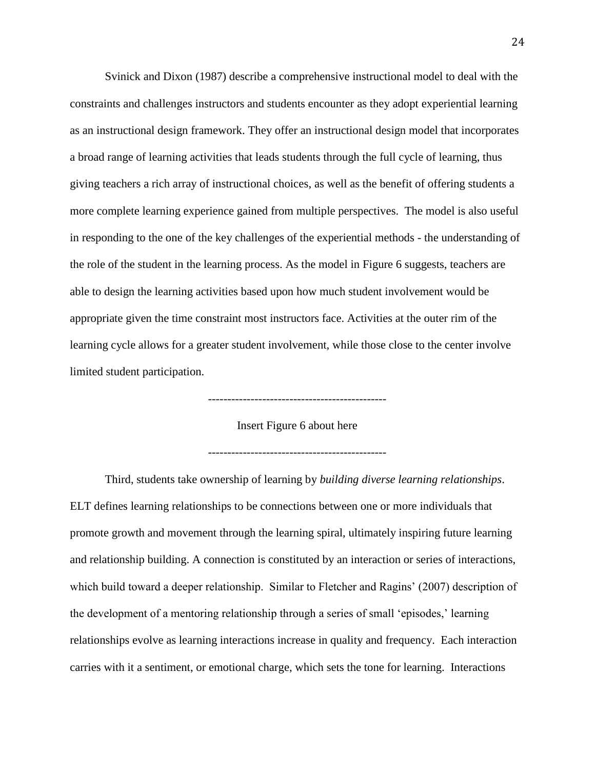Svinick and Dixon (1987) describe a comprehensive instructional model to deal with the constraints and challenges instructors and students encounter as they adopt experiential learning as an instructional design framework. They offer an instructional design model that incorporates a broad range of learning activities that leads students through the full cycle of learning, thus giving teachers a rich array of instructional choices, as well as the benefit of offering students a more complete learning experience gained from multiple perspectives. The model is also useful in responding to the one of the key challenges of the experiential methods - the understanding of the role of the student in the learning process. As the model in Figure 6 suggests, teachers are able to design the learning activities based upon how much student involvement would be appropriate given the time constraint most instructors face. Activities at the outer rim of the learning cycle allows for a greater student involvement, while those close to the center involve limited student participation.

----------------------------------------------

Insert Figure 6 about here

----------------------------------------------

Third, students take ownership of learning by *building diverse learning relationships*. ELT defines learning relationships to be connections between one or more individuals that promote growth and movement through the learning spiral, ultimately inspiring future learning and relationship building. A connection is constituted by an interaction or series of interactions, which build toward a deeper relationship. Similar to Fletcher and Ragins' (2007) description of the development of a mentoring relationship through a series of small 'episodes,' learning relationships evolve as learning interactions increase in quality and frequency. Each interaction carries with it a sentiment, or emotional charge, which sets the tone for learning. Interactions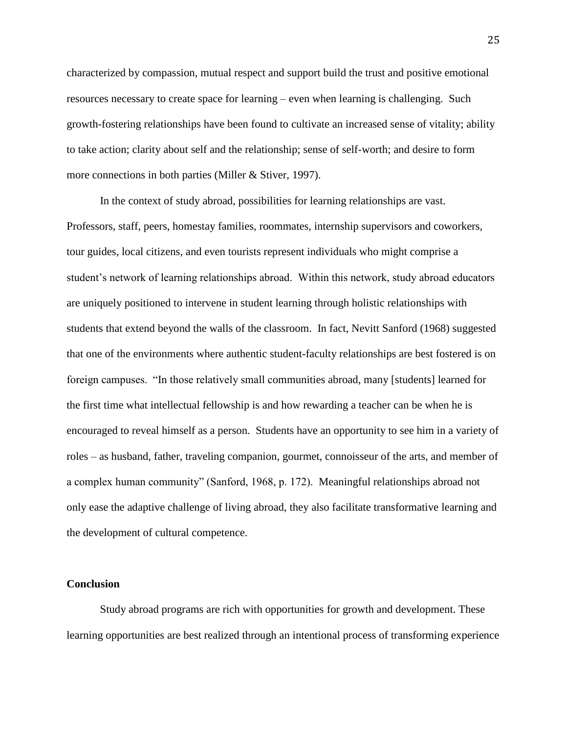characterized by compassion, mutual respect and support build the trust and positive emotional resources necessary to create space for learning – even when learning is challenging. Such growth-fostering relationships have been found to cultivate an increased sense of vitality; ability to take action; clarity about self and the relationship; sense of self-worth; and desire to form more connections in both parties (Miller & Stiver, 1997).

In the context of study abroad, possibilities for learning relationships are vast. Professors, staff, peers, homestay families, roommates, internship supervisors and coworkers, tour guides, local citizens, and even tourists represent individuals who might comprise a student's network of learning relationships abroad. Within this network, study abroad educators are uniquely positioned to intervene in student learning through holistic relationships with students that extend beyond the walls of the classroom. In fact, Nevitt Sanford (1968) suggested that one of the environments where authentic student-faculty relationships are best fostered is on foreign campuses. "In those relatively small communities abroad, many [students] learned for the first time what intellectual fellowship is and how rewarding a teacher can be when he is encouraged to reveal himself as a person. Students have an opportunity to see him in a variety of roles – as husband, father, traveling companion, gourmet, connoisseur of the arts, and member of a complex human community" (Sanford, 1968, p. 172). Meaningful relationships abroad not only ease the adaptive challenge of living abroad, they also facilitate transformative learning and the development of cultural competence.

**Conclusion**

Study abroad programs are rich with opportunities for growth and development. These learning opportunities are best realized through an intentional process of transforming experience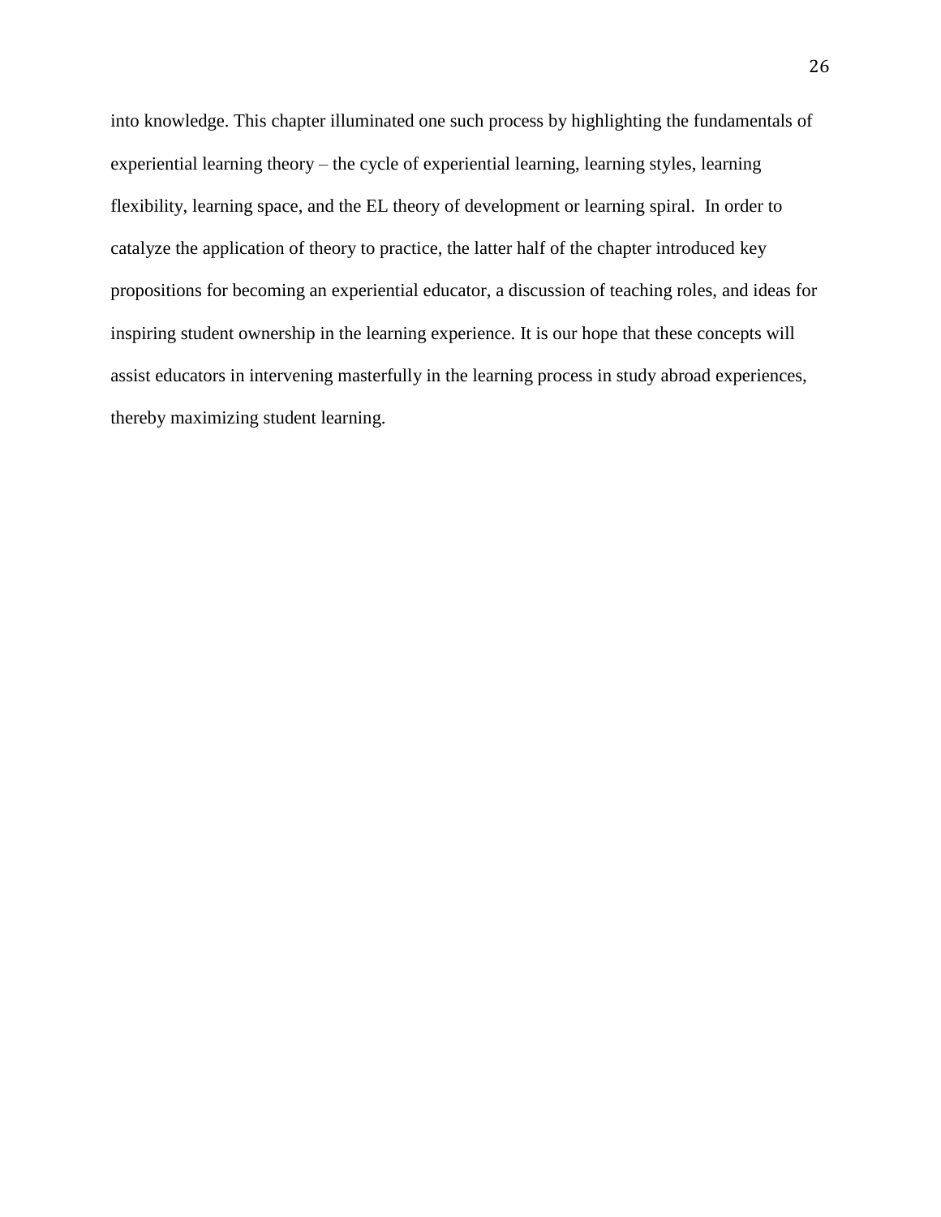into knowledge. This chapter illuminated one such process by highlighting the fundamentals of experiential learning theory – the cycle of experiential learning, learning styles, learning flexibility, learning space, and the EL theory of development or learning spiral. In order to catalyze the application of theory to practice, the latter half of the chapter introduced key propositions for becoming an experiential educator, a discussion of teaching roles, and ideas for inspiring student ownership in the learning experience. It is our hope that these concepts will assist educators in intervening masterfully in the learning process in study abroad experiences, thereby maximizing student learning.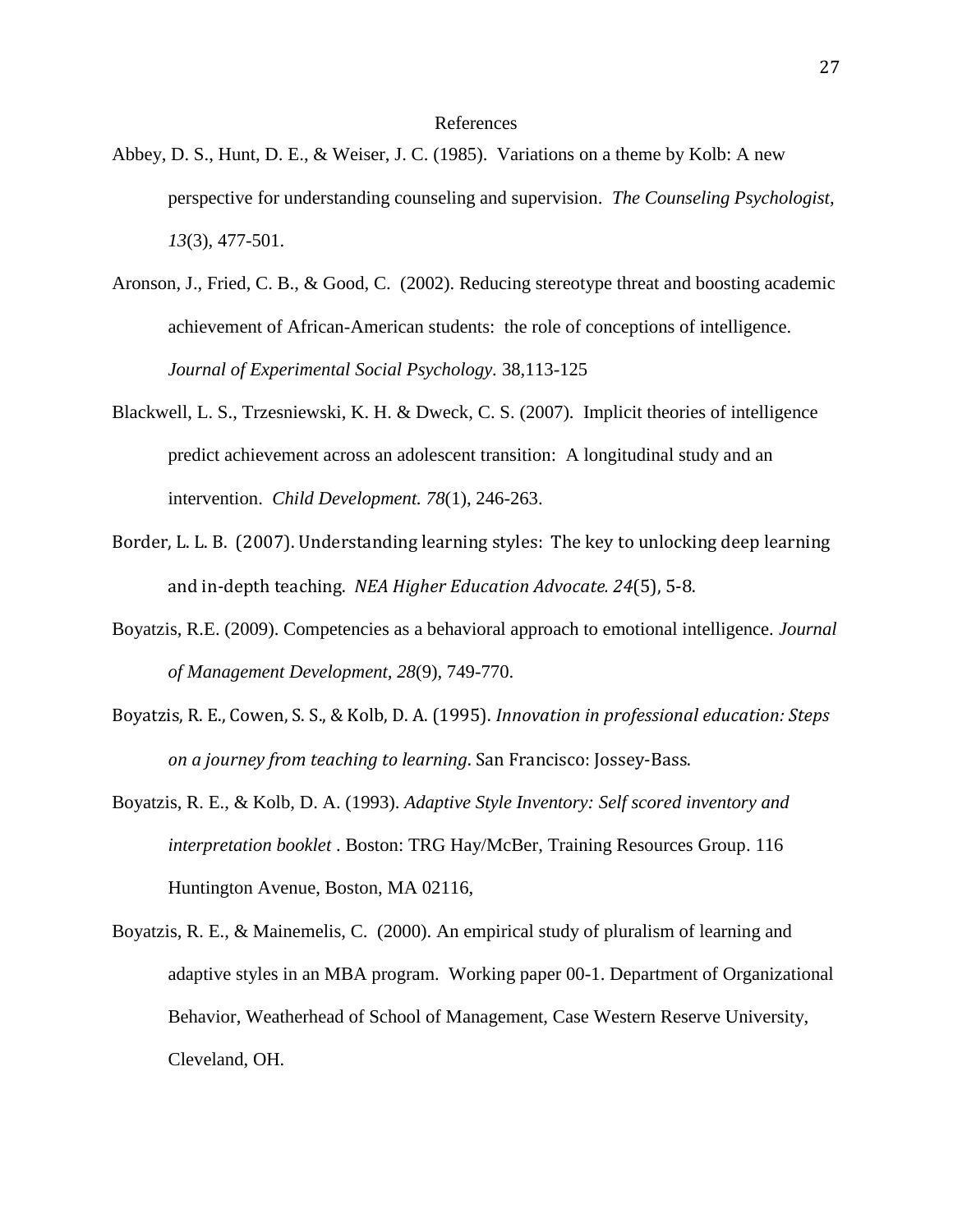# References

Abbey, D. S., Hunt, D. E., & Weiser, J. C. (1985). Variations on a theme by Kolb: A new perspective for understanding counseling and supervision. *The Counseling Psychologist*, *13*(3), 477-501.

Aronson, J., Fried, C. B., & Good, C. (2002). Reducing stereotype threat and boosting academic achievement of African-American students: the role of conceptions of intelligence. *Journal of Experimental Social Psychology*. 38,113-125

Blackwell, L. S., Trzesniewski, K. H. & Dweck, C. S. (2007). Implicit theories of intelligence predict achievement across an adolescent transition: A longitudinal study and an intervention. *Child Development. 78*(1), 246-263.

Border, L. L. B. (2007). Understanding learning styles: The key to unlocking deep learning and in-depth teaching. *NEA Higher Education Advocate. 24*(5), 5-8.

Boyatzis, R.E. (2009). Competencies as a behavioral approach to emotional intelligence. *Journal of Management Development*, *28*(9), 749-770.

Boyatzis, R. E., Cowen, S. S., & Kolb, D. A. (1995). *Innovation in professional education: Steps on a journey from teaching to learning*. San Francisco: Jossey-Bass.

Boyatzis, R. E., & Kolb, D. A. (1993). *Adaptive Style Inventory: Self scored inventory and interpretation booklet* . Boston: TRG Hay/McBer, Training Resources Group. 116 Huntington Avenue, Boston, MA 02116,

Boyatzis, R. E., & Mainemelis, C. (2000). An empirical study of pluralism of learning and adaptive styles in an MBA program. Working paper 00-1. Department of Organizational Behavior, Weatherhead of School of Management, Case Western Reserve University, Cleveland, OH.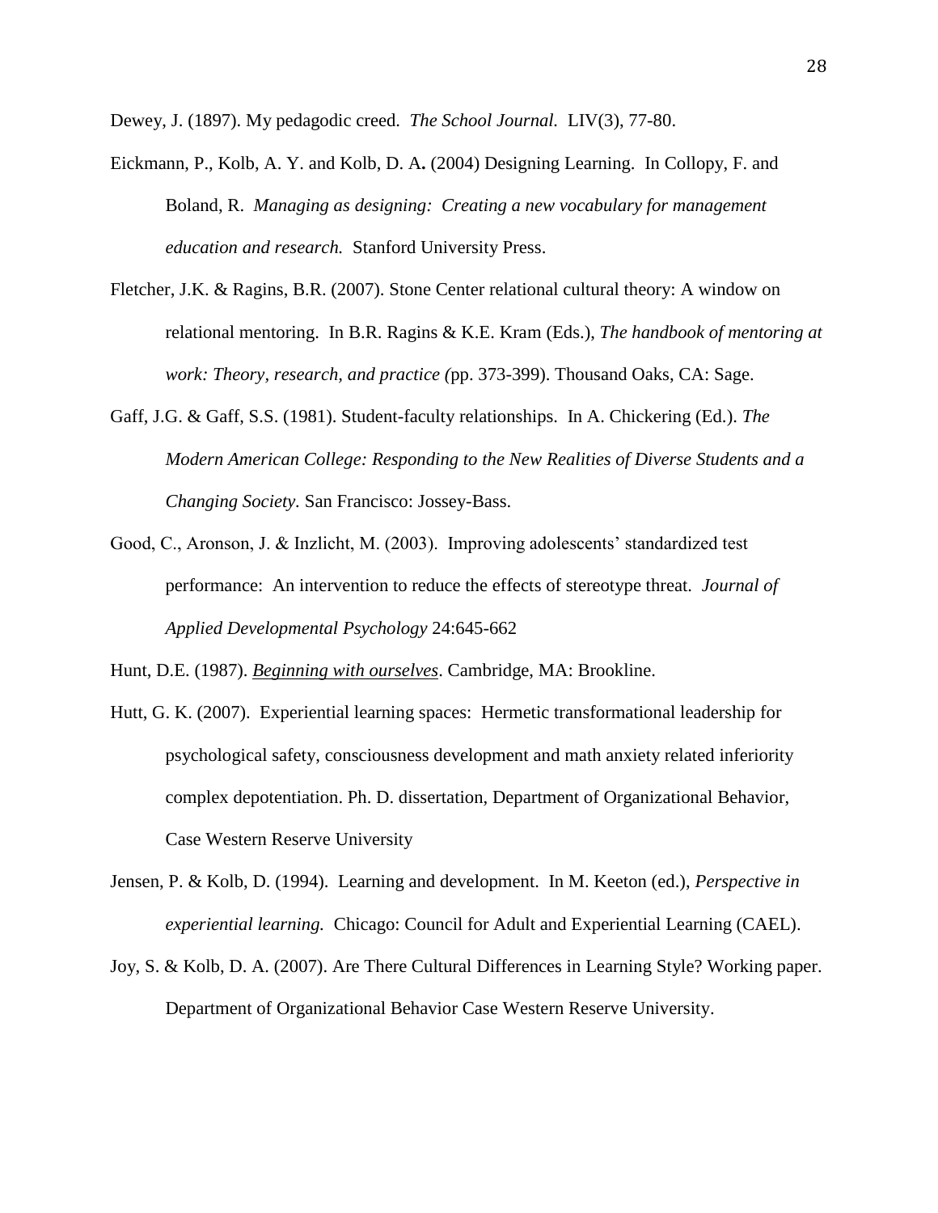Dewey, J. (1897). My pedagodic creed. *The School Journal.* LIV(3), 77-80.

Eickmann, P., Kolb, A. Y. and Kolb, D. A**.** (2004) Designing Learning. In Collopy, F. and Boland, R. *Managing as designing: Creating a new vocabulary for management education and research.* Stanford University Press.

Fletcher, J.K. & Ragins, B.R. (2007). Stone Center relational cultural theory: A window on relational mentoring. In B.R. Ragins & K.E. Kram (Eds.), *The handbook of mentoring at work: Theory, research, and practice (*pp. 373-399). Thousand Oaks, CA: Sage.

Gaff, J.G. & Gaff, S.S. (1981). Student-faculty relationships. In A. Chickering (Ed.). *The Modern American College: Responding to the New Realities of Diverse Students and a Changing Society.* San Francisco: Jossey-Bass.

Good, C., Aronson, J. & Inzlicht, M. (2003). Improving adolescents' standardized test performance: An intervention to reduce the effects of stereotype threat. *Journal of Applied Developmental Psychology* 24:645-662

Hunt, D.E. (1987). <u>*Beginning with ourselves*</u>. Cambridge, MA: Brookline.

Hutt, G. K. (2007). Experiential learning spaces: Hermetic transformational leadership for psychological safety, consciousness development and math anxiety related inferiority complex depotentiation. Ph. D. dissertation, Department of Organizational Behavior, Case Western Reserve University

Jensen, P. & Kolb, D. (1994). Learning and development. In M. Keeton (ed.), *Perspective in experiential learning.* Chicago: Council for Adult and Experiential Learning (CAEL).

Joy, S. & Kolb, D. A. (2007). Are There Cultural Differences in Learning Style? Working paper. Department of Organizational Behavior Case Western Reserve University.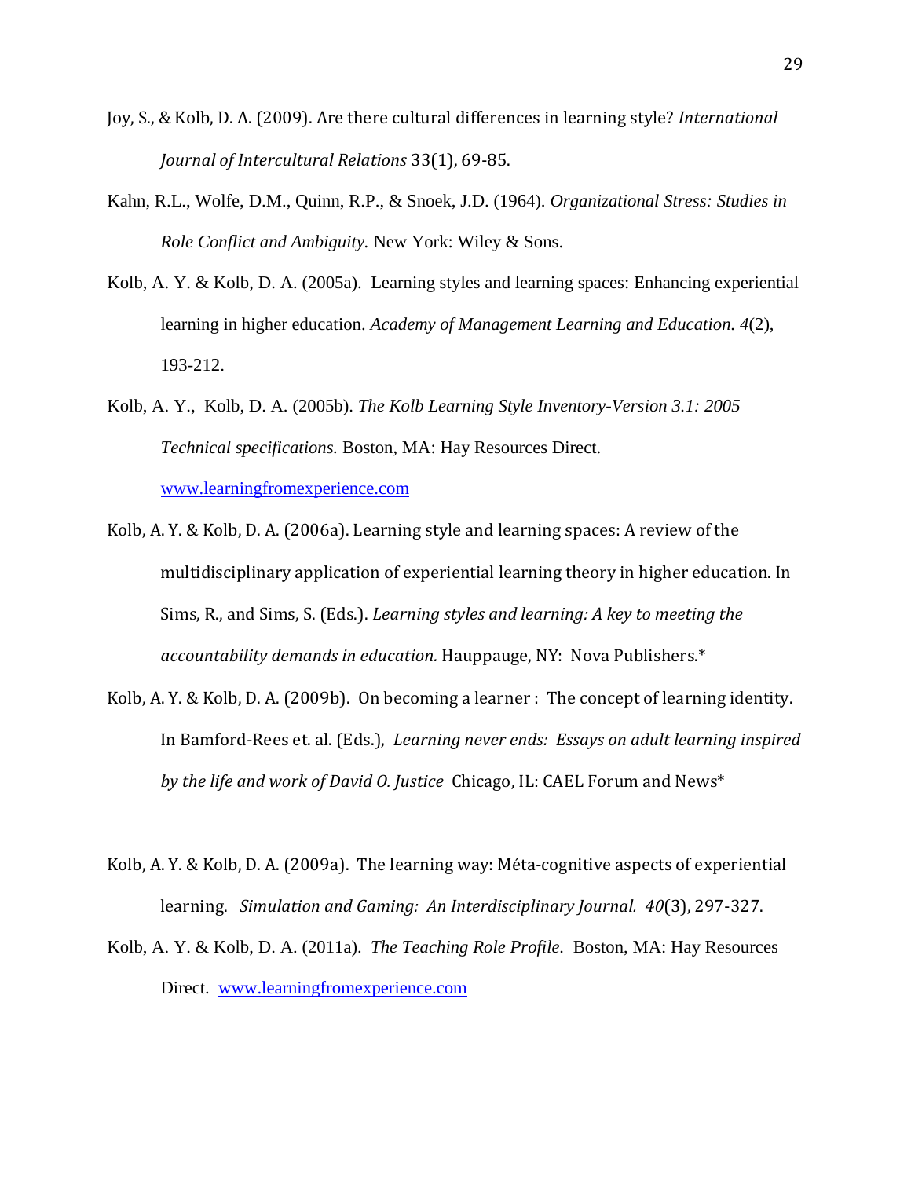Joy, S., & Kolb, D. A. (2009). Are there cultural differences in learning style? *International Journal of Intercultural Relations* 33(1), 69-85.

Kahn, R.L., Wolfe, D.M., Quinn, R.P., & Snoek, J.D. (1964). *Organizational Stress: Studies in Role Conflict and Ambiguity.* New York: Wiley & Sons.

Kolb, A. Y. & Kolb, D. A. (2005a). Learning styles and learning spaces: Enhancing experiential learning in higher education. *Academy of Management Learning and Education. 4*(2), 193-212.

Kolb, A. Y., Kolb, D. A. (2005b). *The Kolb Learning Style Inventory-Version 3.1: 2005 Technical specifications.* Boston, MA: Hay Resources Direct. www.learningfromexperience.com

Kolb, A. Y. & Kolb, D. A. (2006a). Learning style and learning spaces: A review of the multidisciplinary application of experiential learning theory in higher education. In Sims, R., and Sims, S. (Eds.). *Learning styles and learning: A key to meeting the accountability demands in education.* Hauppauge, NY: Nova Publishers.*

Kolb, A. Y. & Kolb, D. A. (2009b). On becoming a learner : The concept of learning identity. In Bamford-Rees et. al. (Eds.), *Learning never ends: Essays on adult learning inspired by the life and work of David O. Justice* Chicago, IL: CAEL Forum and News*

Kolb, A. Y. & Kolb, D. A. (2009a). The learning way: Méta-cognitive aspects of experiential learning. *Simulation and Gaming: An Interdisciplinary Journal. 40*(3), 297-327.

Kolb, A. Y. & Kolb, D. A. (2011a). *The Teaching Role Profile*. Boston, MA: Hay Resources Direct. www.learningfromexperience.com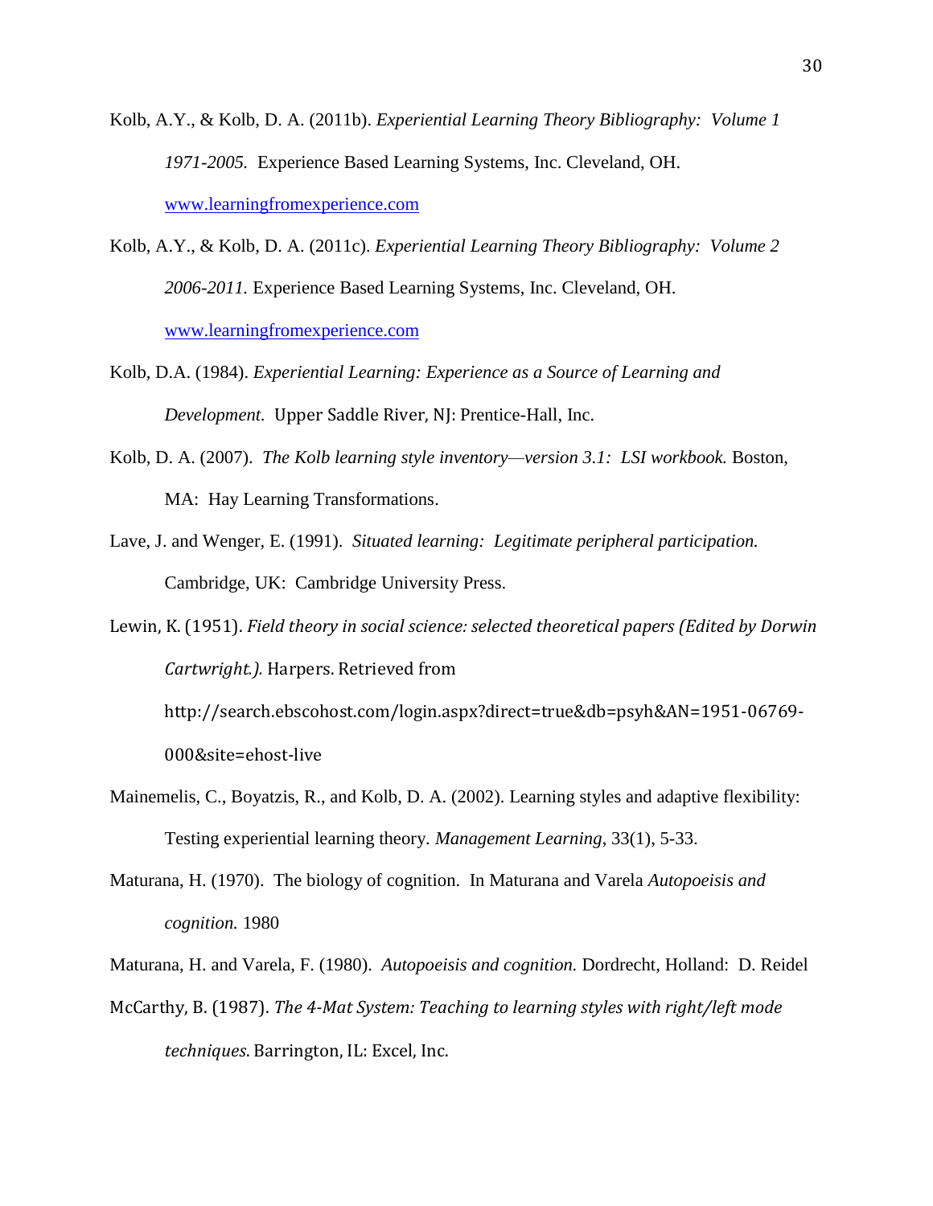Kolb, A.Y., & Kolb, D. A. (2011b). *Experiential Learning Theory Bibliography: Volume 1 1971-2005.* Experience Based Learning Systems, Inc. Cleveland, OH. www.learningfromexperience.com

Kolb, A.Y., & Kolb, D. A. (2011c). *Experiential Learning Theory Bibliography: Volume 2 2006-2011.* Experience Based Learning Systems, Inc. Cleveland, OH. www.learningfromexperience.com

Kolb, D.A. (1984). *Experiential Learning: Experience as a Source of Learning and Development.* Upper Saddle River, NJ: Prentice-Hall, Inc.

Kolb, D. A. (2007). *The Kolb learning style inventory—version 3.1: LSI workbook.* Boston, MA: Hay Learning Transformations.

Lave, J. and Wenger, E. (1991). *Situated learning: Legitimate peripheral participation.* Cambridge, UK: Cambridge University Press.

Lewin, K. (1951). *Field theory in social science: selected theoretical papers (Edited by Dorwin Cartwright.).* Harpers. Retrieved from http://search.ebscohost.com/login.aspx?direct=true&db=psyh&AN=1951-06769-000&site=ehost-live

Mainemelis, C., Boyatzis, R., and Kolb, D. A. (2002). Learning styles and adaptive flexibility: Testing experiential learning theory. *Management Learning*, 33(1), 5-33.

Maturana, H. (1970). The biology of cognition. In Maturana and Varela *Autopoeisis and cognition.* 1980

Maturana, H. and Varela, F. (1980). *Autopoeisis and cognition.* Dordrecht, Holland: D. Reidel

McCarthy, B. (1987). *The 4-Mat System: Teaching to learning styles with right/left mode techniques.* Barrington, IL: Excel, Inc.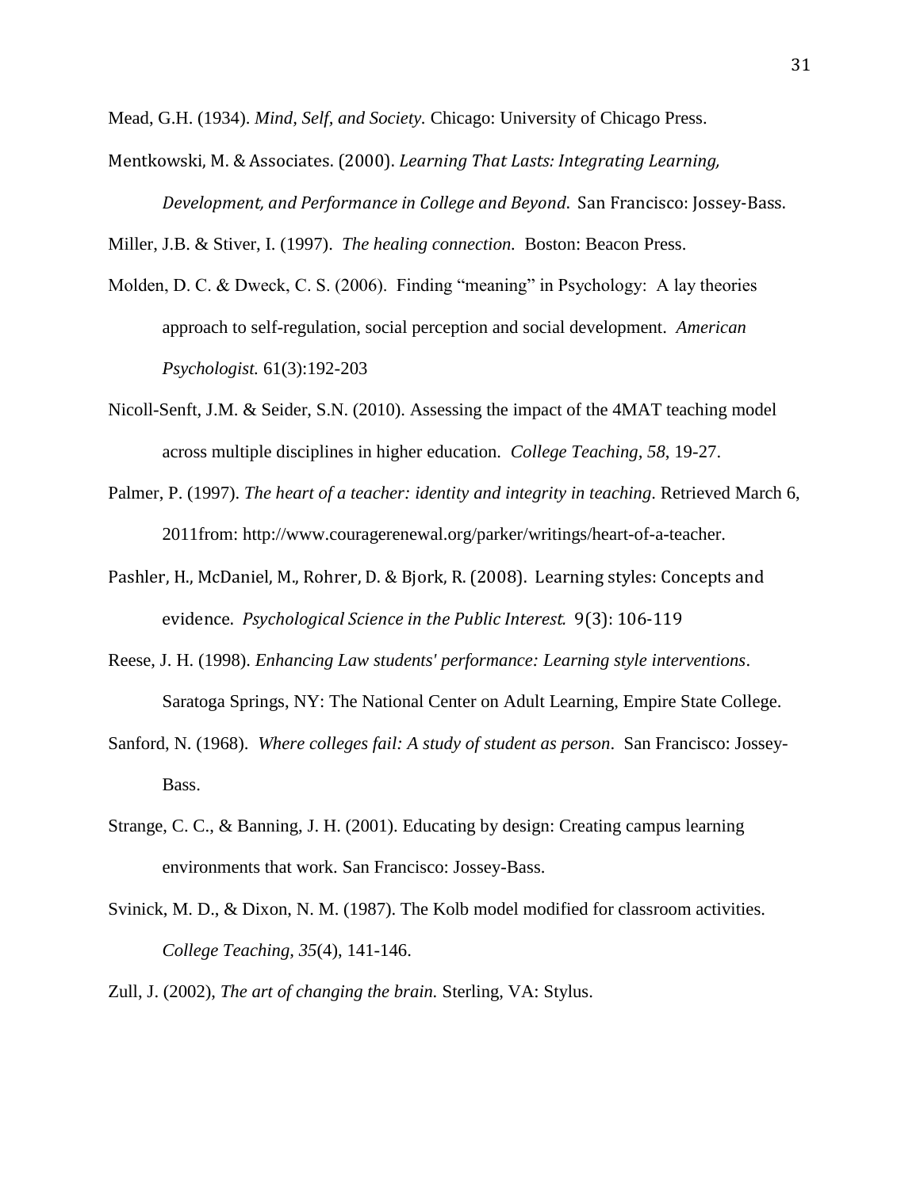Mead, G.H. (1934). *Mind, Self, and Society.* Chicago: University of Chicago Press.

Mentkowski, M. & Associates. (2000). *Learning That Lasts: Integrating Learning, Development, and Performance in College and Beyond.* San Francisco: Jossey-Bass.

Miller, J.B. & Stiver, I. (1997). *The healing connection.* Boston: Beacon Press.

Molden, D. C. & Dweck, C. S. (2006). Finding "meaning" in Psychology: A lay theories approach to self-regulation, social perception and social development. *American Psychologist.* 61(3):192-203

Nicoll-Senft, J.M. & Seider, S.N. (2010). Assessing the impact of the 4MAT teaching model across multiple disciplines in higher education. *College Teaching*, *58*, 19-27.

Palmer, P. (1997). *The heart of a teacher: identity and integrity in teaching.* Retrieved March 6, 2011from: http://www.couragerenewal.org/parker/writings/heart-of-a-teacher.

Pashler, H., McDaniel, M., Rohrer, D. & Bjork, R. (2008). Learning styles: Concepts and evidence. *Psychological Science in the Public Interest.* 9(3): 106-119

Reese, J. H. (1998). *Enhancing Law students' performance: Learning style interventions*. Saratoga Springs, NY: The National Center on Adult Learning, Empire State College.

Sanford, N. (1968). *Where colleges fail: A study of student as person*. San Francisco: Jossey-Bass.

Strange, C. C., & Banning, J. H. (2001). Educating by design: Creating campus learning environments that work. San Francisco: Jossey-Bass.

Svinick, M. D., & Dixon, N. M. (1987). The Kolb model modified for classroom activities. *College Teaching, 35*(4), 141-146.

Zull, J. (2002), *The art of changing the brain.* Sterling, VA: Stylus.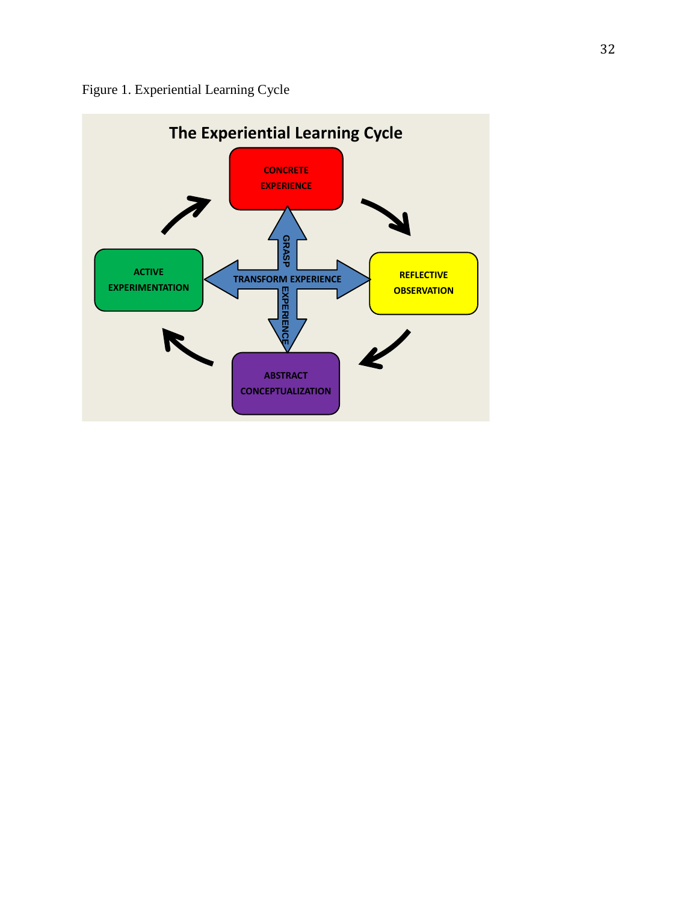Figure 1. Experiential Learning Cycle

The Experiential Learning Cycle

CONCRETE EXPERIENCE

REFLECTIVE OBSERVATION

ABSTRACT CONCEPTUALIZATION

ACTIVE EXPERIMENTATION

GRASP EXPERIENCE

TRANSFORM EXPERIENCE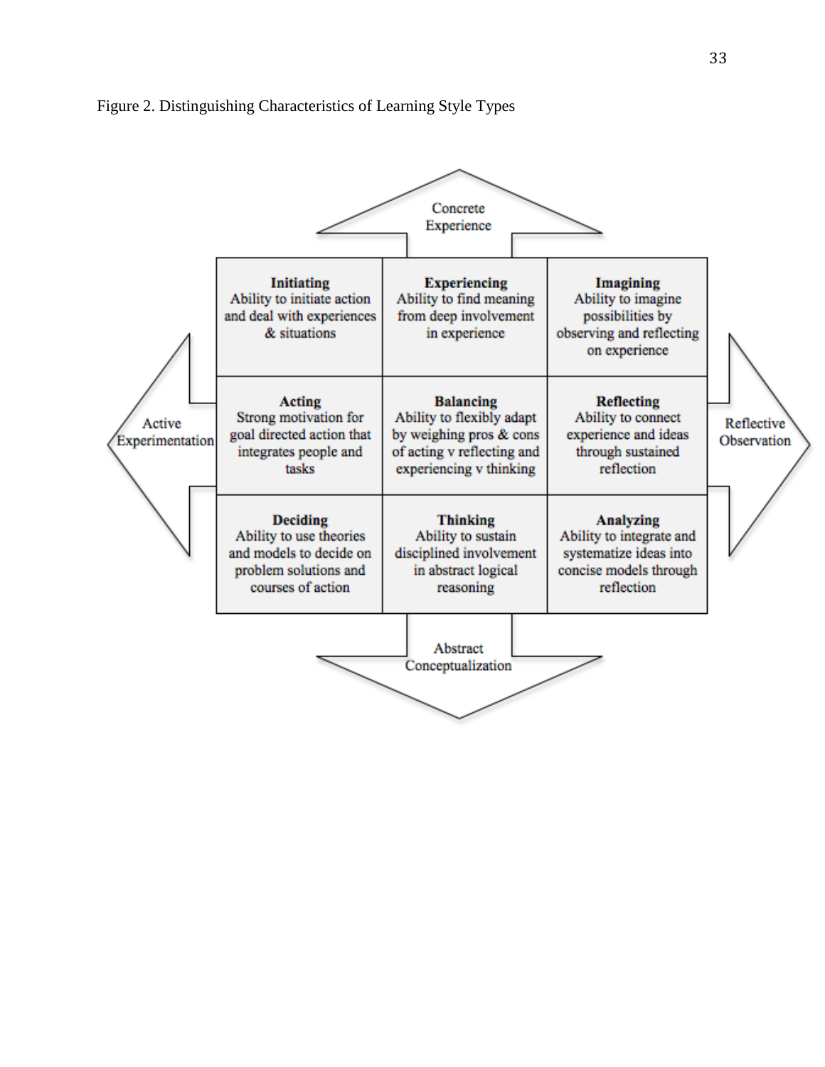Figure 2. Distinguishing Characteristics of Learning Style Types

Concrete Experience

| **Initiating** Ability to initiate action and deal with experiences & situations | **Experiencing** Ability to find meaning from deep involvement in experience | **Imagining** Ability to imagine possibilities by observing and reflecting on experience |
|---|---|---|
| **Acting** Strong motivation for goal directed action that integrates people and tasks | **Balancing** Ability to flexibly adapt by weighing pros & cons of acting v reflecting and experiencing v thinking | **Reflecting** Ability to connect experience and ideas through sustained reflection |
| **Deciding** Ability to use theories and models to decide on problem solutions and courses of action | **Thinking** Ability to sustain disciplined involvement in abstract logical reasoning | **Analyzing** Ability to integrate and systematize ideas into concise models through reflection |

Active Experimentation (left) — Reflective Observation (right)

Abstract Conceptualization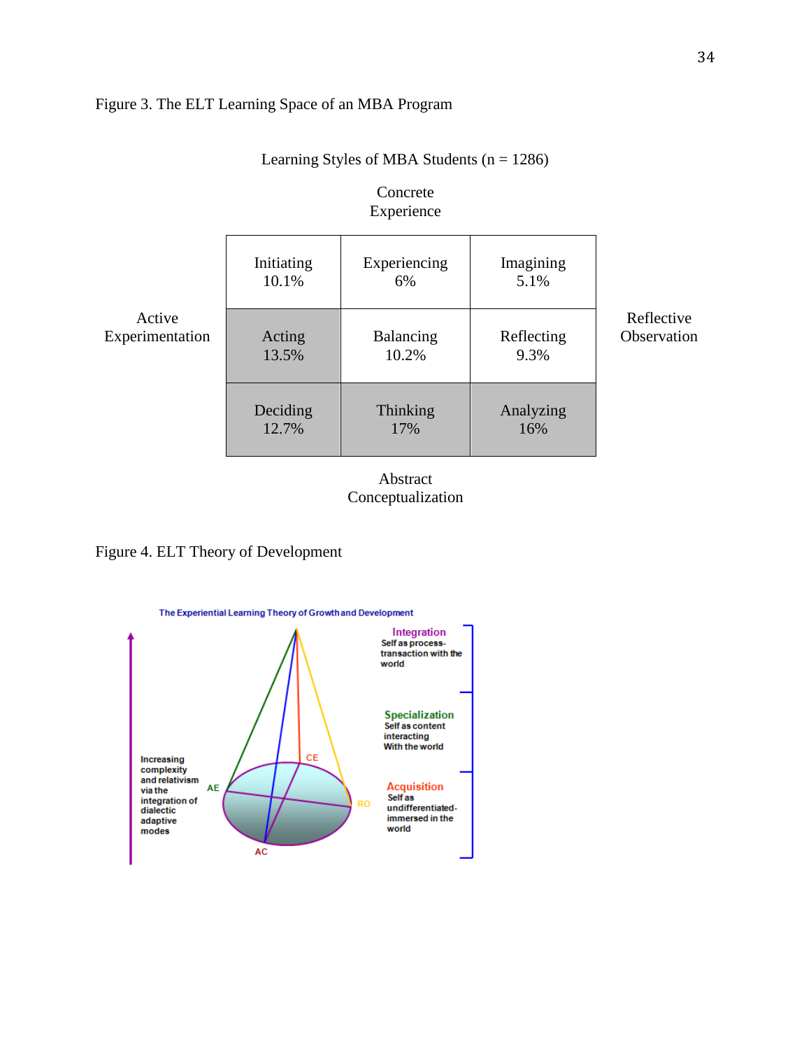Figure 3. The ELT Learning Space of an MBA Program

Learning Styles of MBA Students (n = 1286)

Concrete Experience

| Active Experimentation | | | | Reflective Observation |
|---|---|---|---|---|
| | Initiating 10.1% | Experiencing 6% | Imagining 5.1% | |
| | Acting 13.5% | Balancing 10.2% | Reflecting 9.3% | |
| | Deciding 12.7% | Thinking 17% | Analyzing 16% | |

Abstract Conceptualization

Figure 4. ELT Theory of Development

The Experiential Learning Theory of Growth and Development

Integration
Self as process-transaction with the world

Specialization
Self as content interacting With the world

Acquisition
Self as undifferentiated-immersed in the world

Increasing complexity and relativism via the integration of dialectic adaptive modes

CE

AE

RO

AC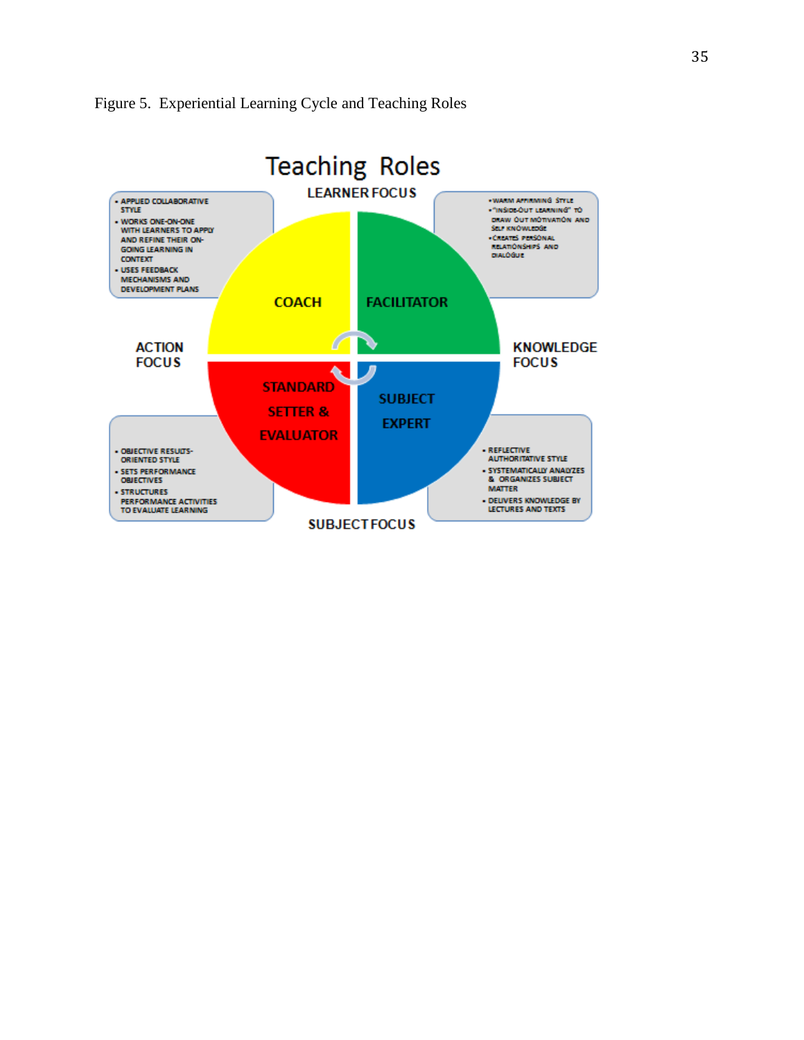Figure 5. Experiential Learning Cycle and Teaching Roles

# Teaching Roles

LEARNER FOCUS

- APPLIED COLLABORATIVE STYLE
- WORKS ONE-ON-ONE WITH LEARNERS TO APPLY AND REFINE THEIR ON-GOING LEARNING IN CONTEXT
- USES FEEDBACK MECHANISMS AND DEVELOPMENT PLANS

- WARM AFFIRMING STYLE
- "INSIDE-OUT LEARNING" TO DRAW OUT MOTIVATION AND SELF KNOWLEDGE
- CREATES PERSONAL RELATIONSHIPS AND DIALOGUE

COACH

FACILITATOR

ACTION FOCUS

KNOWLEDGE FOCUS

STANDARD SETTER & EVALUATOR

SUBJECT EXPERT

- OBJECTIVE RESULTS-ORIENTED STYLE
- SETS PERFORMANCE OBJECTIVES
- STRUCTURES PERFORMANCE ACTIVITIES TO EVALUATE LEARNING

- REFLECTIVE AUTHORITATIVE STYLE
- SYSTEMATICALLY ANALYZES & ORGANIZES SUBJECT MATTER
- DELIVERS KNOWLEDGE BY LECTURES AND TEXTS

SUBJECT FOCUS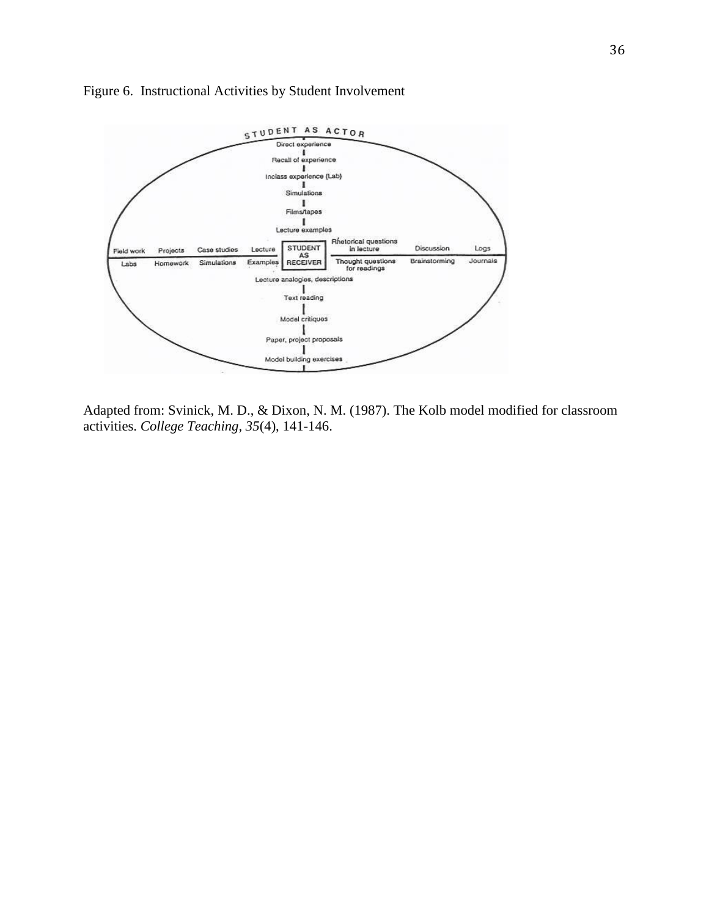Figure 6. Instructional Activities by Student Involvement

STUDENT AS ACTOR

Direct experience

Recall of experience

Inclass experience (Lab)

Simulations

Films/tapes

Lecture examples

| Field work | Projects | Case studies | Lecture | STUDENT AS RECEIVER | Rhetorical questions in lecture | Discussion | Logs |
|---|---|---|---|---|---|---|---|
| Labs | Homework | Simulations | Examples | | Thought questions for readings | Brainstorming | Journals |

Lecture analogies, descriptions

Text reading

Model critiques

Paper, project proposals

Model building exercises

Adapted from: Svinick, M. D., & Dixon, N. M. (1987). The Kolb model modified for classroom activities. *College Teaching*, *35*(4), 141-146.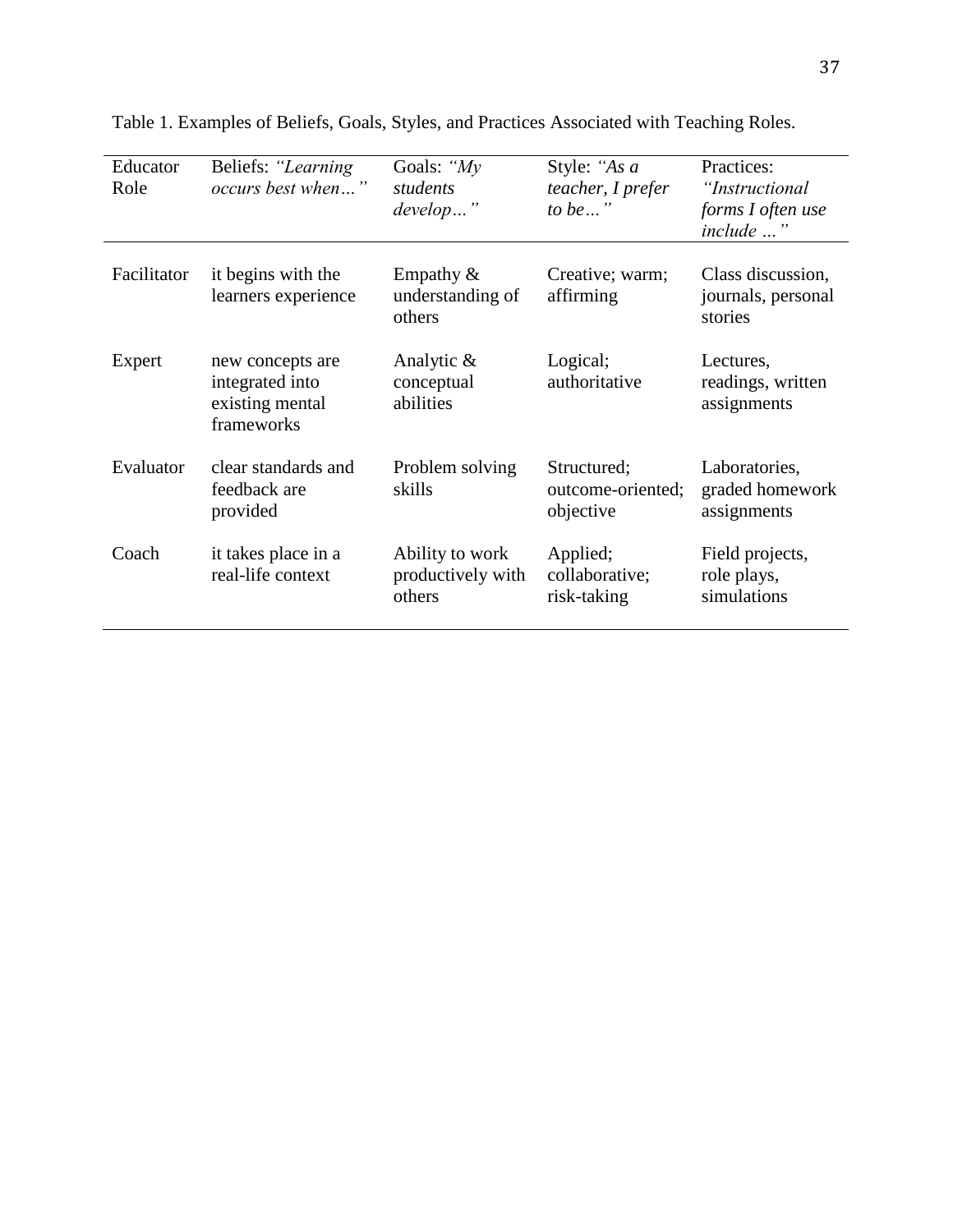Table 1. Examples of Beliefs, Goals, Styles, and Practices Associated with Teaching Roles.

| Educator Role | Beliefs: *"Learning occurs best when…"* | Goals: *"My students develop…"* | Style: *"As a teacher, I prefer to be…"* | Practices: *"Instructional forms I often use include …"* |
|---|---|---|---|---|
| Facilitator | it begins with the learners experience | Empathy & understanding of others | Creative; warm; affirming | Class discussion, journals, personal stories |
| Expert | new concepts are integrated into existing mental frameworks | Analytic & conceptual abilities | Logical; authoritative | Lectures, readings, written assignments |
| Evaluator | clear standards and feedback are provided | Problem solving skills | Structured; outcome-oriented; objective | Laboratories, graded homework assignments |
| Coach | it takes place in a real-life context | Ability to work productively with others | Applied; collaborative; risk-taking | Field projects, role plays, simulations |